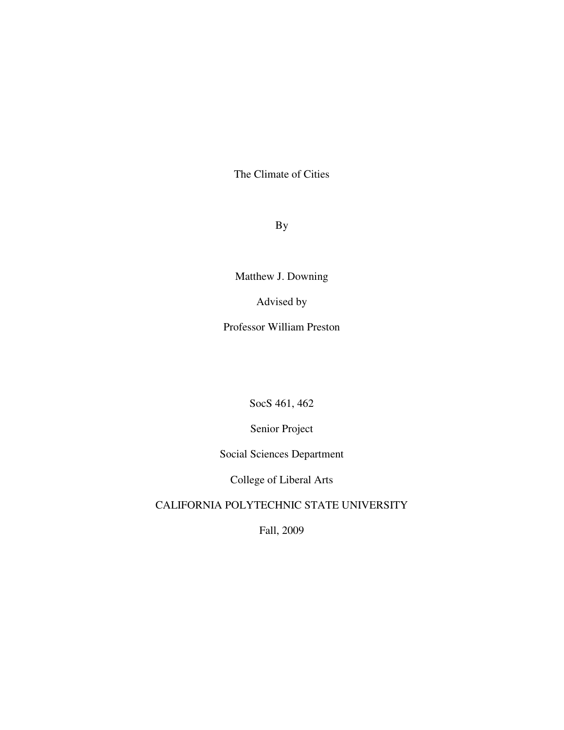# The Climate of Cities

By

Matthew J. Downing

Advised by

Professor William Preston

SocS 461, 462

Senior Project

Social Sciences Department

College of Liberal Arts

CALIFORNIA POLYTECHNIC STATE UNIVERSITY

Fall, 2009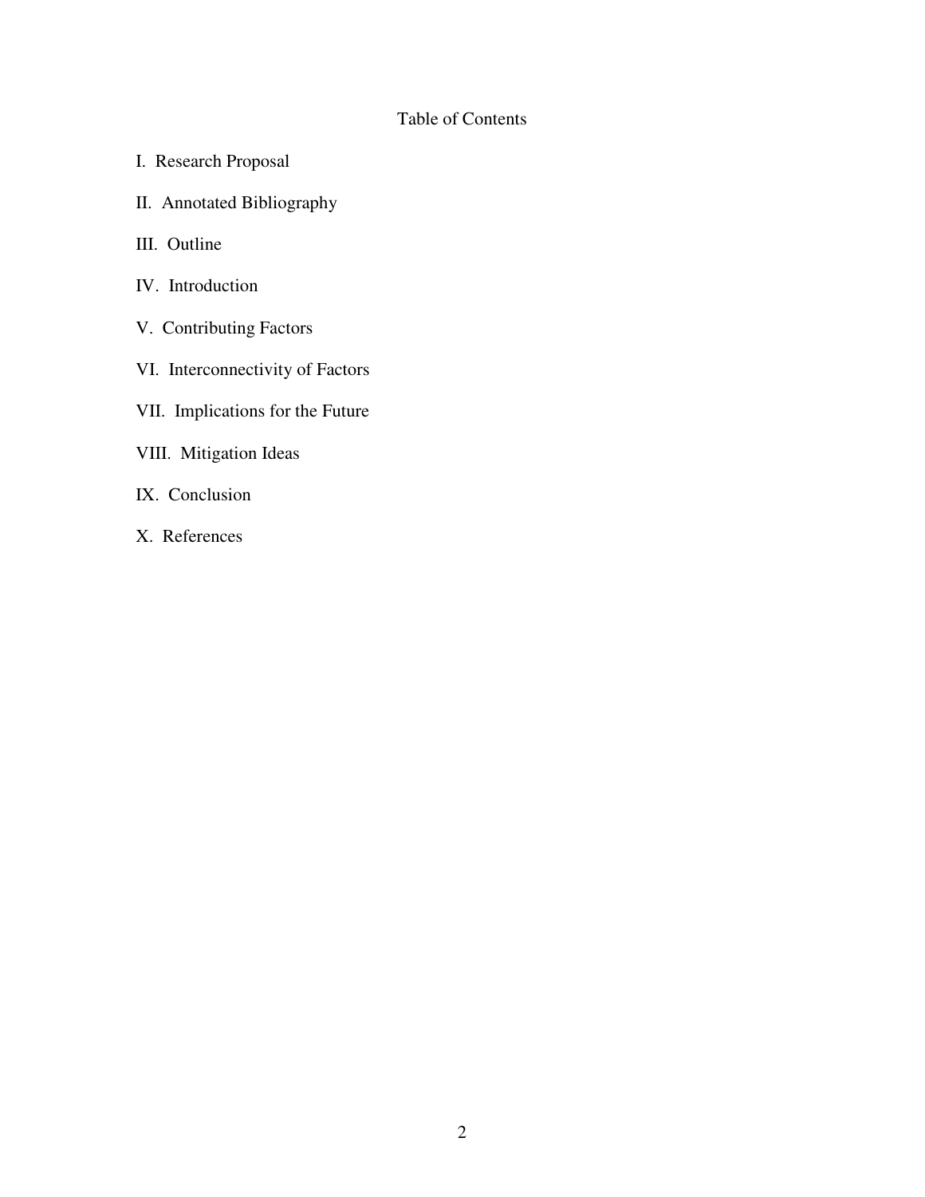# Table of Contents

I. Research Proposal

II. Annotated Bibliography

III. Outline

IV. Introduction

V. Contributing Factors

VI. Interconnectivity of Factors

VII. Implications for the Future

VIII. Mitigation Ideas

IX. Conclusion

X. References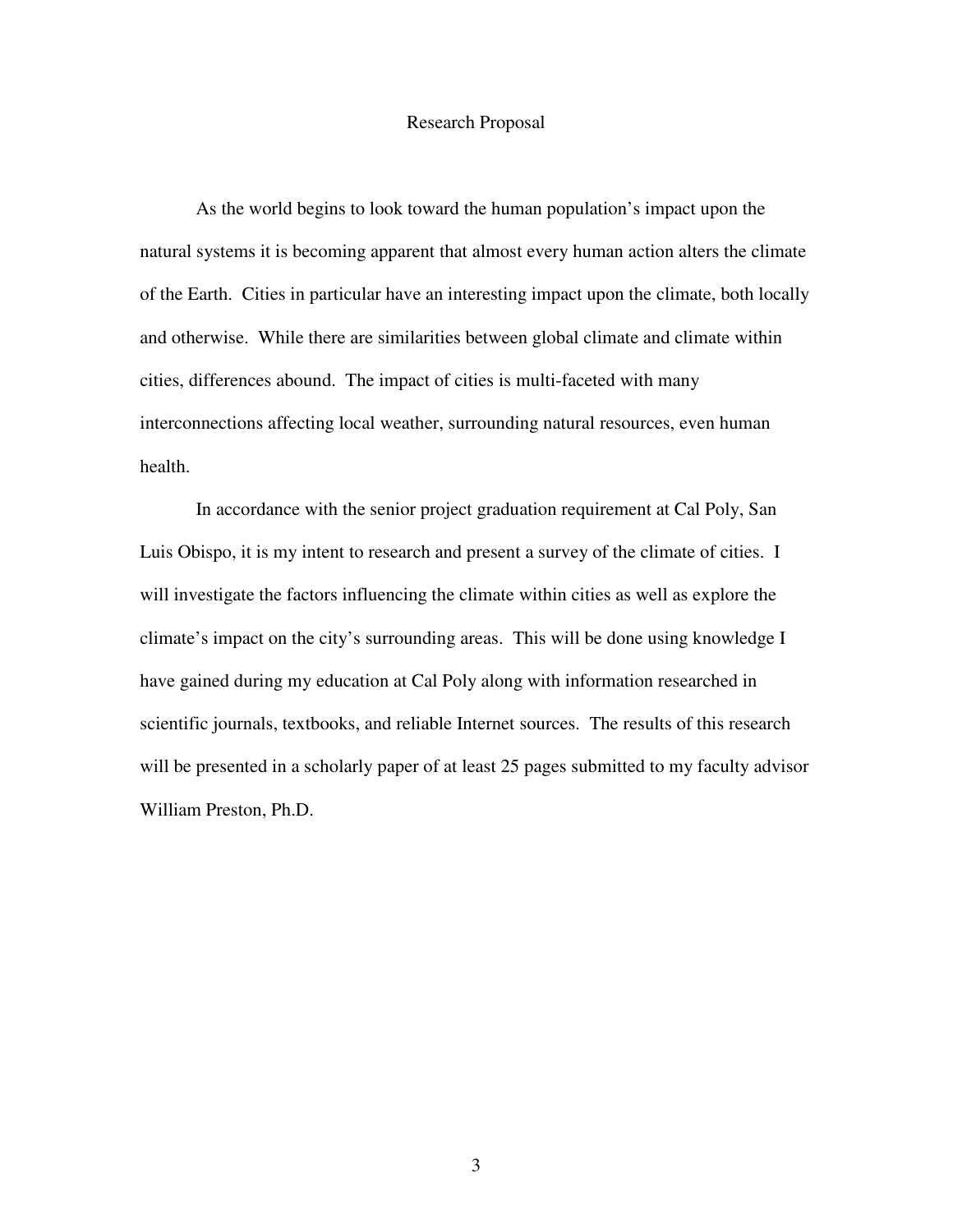# Research Proposal

As the world begins to look toward the human population's impact upon the natural systems it is becoming apparent that almost every human action alters the climate of the Earth. Cities in particular have an interesting impact upon the climate, both locally and otherwise. While there are similarities between global climate and climate within cities, differences abound. The impact of cities is multi-faceted with many interconnections affecting local weather, surrounding natural resources, even human health.

In accordance with the senior project graduation requirement at Cal Poly, San Luis Obispo, it is my intent to research and present a survey of the climate of cities. I will investigate the factors influencing the climate within cities as well as explore the climate's impact on the city's surrounding areas. This will be done using knowledge I have gained during my education at Cal Poly along with information researched in scientific journals, textbooks, and reliable Internet sources. The results of this research will be presented in a scholarly paper of at least 25 pages submitted to my faculty advisor William Preston, Ph.D.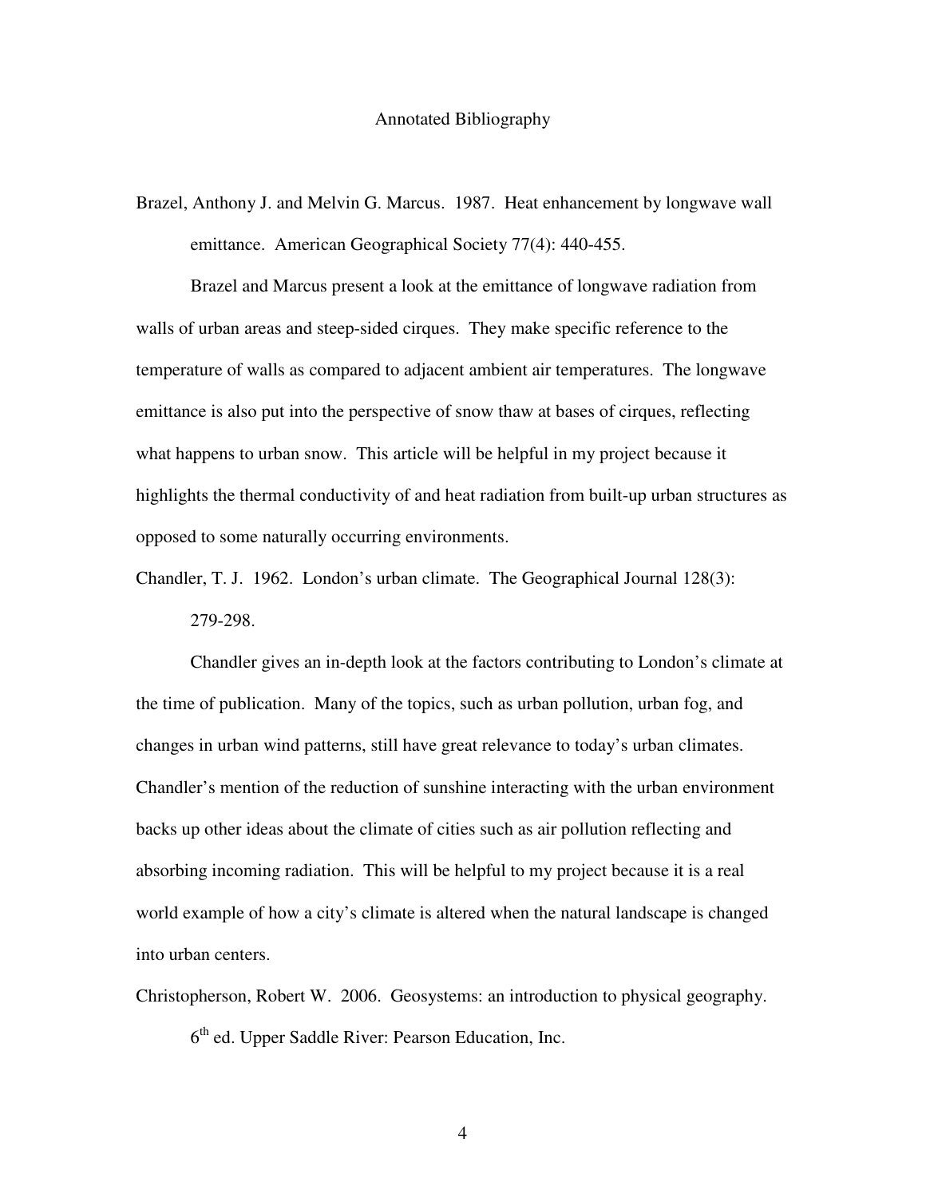# Annotated Bibliography

Brazel, Anthony J. and Melvin G. Marcus. 1987. Heat enhancement by longwave wall emittance. American Geographical Society 77(4): 440-455.

Brazel and Marcus present a look at the emittance of longwave radiation from walls of urban areas and steep-sided cirques. They make specific reference to the temperature of walls as compared to adjacent ambient air temperatures. The longwave emittance is also put into the perspective of snow thaw at bases of cirques, reflecting what happens to urban snow. This article will be helpful in my project because it highlights the thermal conductivity of and heat radiation from built-up urban structures as opposed to some naturally occurring environments.

Chandler, T. J. 1962. London's urban climate. The Geographical Journal 128(3): 279-298.

Chandler gives an in-depth look at the factors contributing to London's climate at the time of publication. Many of the topics, such as urban pollution, urban fog, and changes in urban wind patterns, still have great relevance to today's urban climates. Chandler's mention of the reduction of sunshine interacting with the urban environment backs up other ideas about the climate of cities such as air pollution reflecting and absorbing incoming radiation. This will be helpful to my project because it is a real world example of how a city's climate is altered when the natural landscape is changed into urban centers.

Christopherson, Robert W. 2006. Geosystems: an introduction to physical geography. 6th ed. Upper Saddle River: Pearson Education, Inc.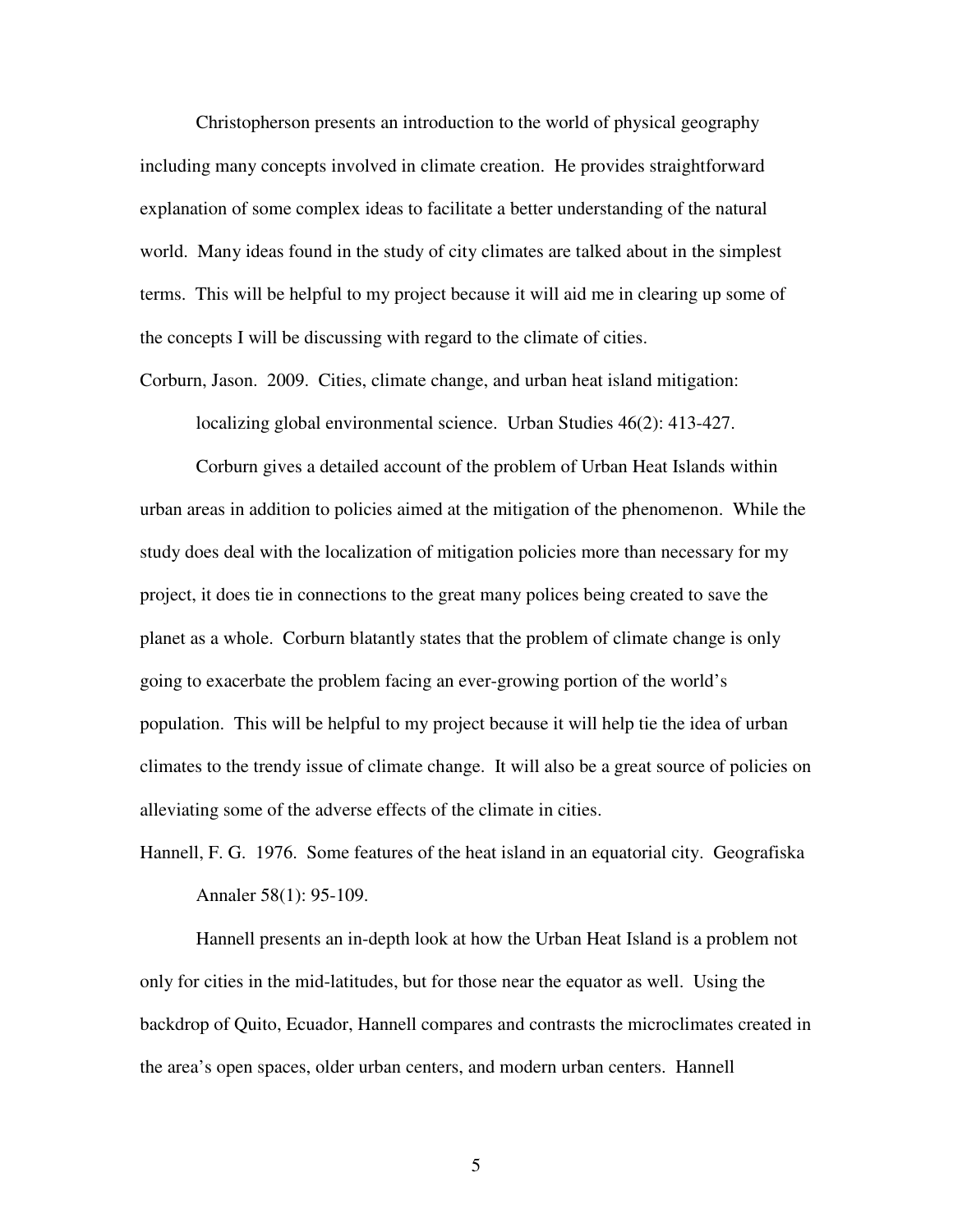Christopherson presents an introduction to the world of physical geography including many concepts involved in climate creation. He provides straightforward explanation of some complex ideas to facilitate a better understanding of the natural world. Many ideas found in the study of city climates are talked about in the simplest terms. This will be helpful to my project because it will aid me in clearing up some of the concepts I will be discussing with regard to the climate of cities.

Corburn, Jason. 2009. Cities, climate change, and urban heat island mitigation: localizing global environmental science. Urban Studies 46(2): 413-427.

Corburn gives a detailed account of the problem of Urban Heat Islands within urban areas in addition to policies aimed at the mitigation of the phenomenon. While the study does deal with the localization of mitigation policies more than necessary for my project, it does tie in connections to the great many polices being created to save the planet as a whole. Corburn blatantly states that the problem of climate change is only going to exacerbate the problem facing an ever-growing portion of the world's population. This will be helpful to my project because it will help tie the idea of urban climates to the trendy issue of climate change. It will also be a great source of policies on alleviating some of the adverse effects of the climate in cities.

Hannell, F. G. 1976. Some features of the heat island in an equatorial city. Geografiska Annaler 58(1): 95-109.

Hannell presents an in-depth look at how the Urban Heat Island is a problem not only for cities in the mid-latitudes, but for those near the equator as well. Using the backdrop of Quito, Ecuador, Hannell compares and contrasts the microclimates created in the area's open spaces, older urban centers, and modern urban centers. Hannell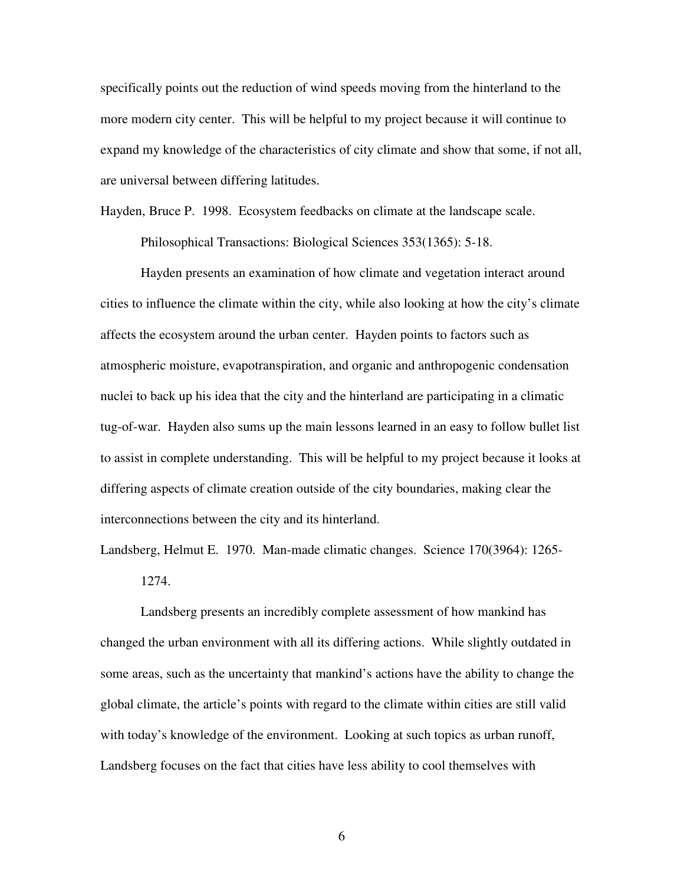specifically points out the reduction of wind speeds moving from the hinterland to the more modern city center. This will be helpful to my project because it will continue to expand my knowledge of the characteristics of city climate and show that some, if not all, are universal between differing latitudes.

Hayden, Bruce P. 1998. Ecosystem feedbacks on climate at the landscape scale. Philosophical Transactions: Biological Sciences 353(1365): 5-18.

Hayden presents an examination of how climate and vegetation interact around cities to influence the climate within the city, while also looking at how the city's climate affects the ecosystem around the urban center. Hayden points to factors such as atmospheric moisture, evapotranspiration, and organic and anthropogenic condensation nuclei to back up his idea that the city and the hinterland are participating in a climatic tug-of-war. Hayden also sums up the main lessons learned in an easy to follow bullet list to assist in complete understanding. This will be helpful to my project because it looks at differing aspects of climate creation outside of the city boundaries, making clear the interconnections between the city and its hinterland.

Landsberg, Helmut E. 1970. Man-made climatic changes. Science 170(3964): 1265-1274.

Landsberg presents an incredibly complete assessment of how mankind has changed the urban environment with all its differing actions. While slightly outdated in some areas, such as the uncertainty that mankind's actions have the ability to change the global climate, the article's points with regard to the climate within cities are still valid with today's knowledge of the environment. Looking at such topics as urban runoff, Landsberg focuses on the fact that cities have less ability to cool themselves with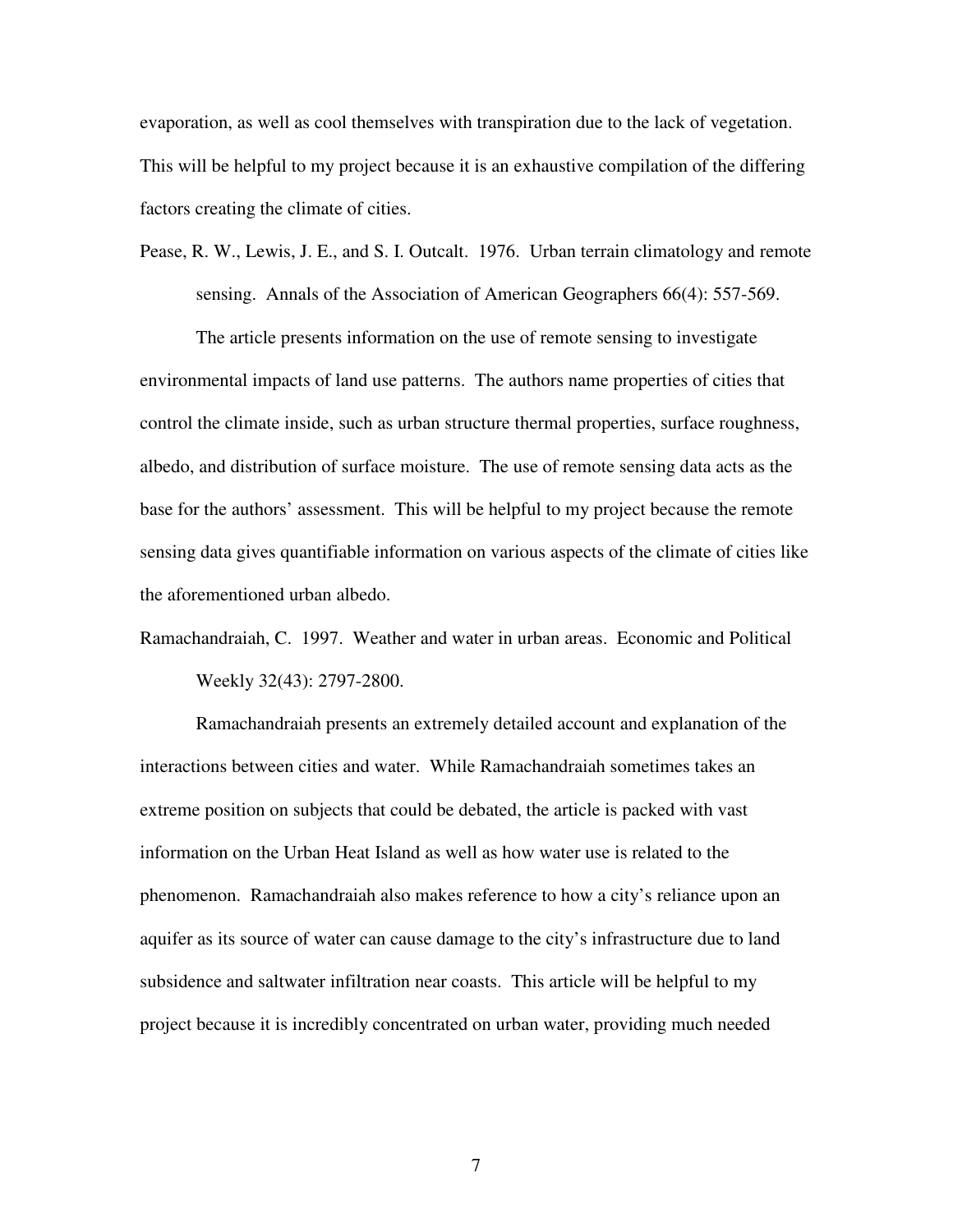evaporation, as well as cool themselves with transpiration due to the lack of vegetation. This will be helpful to my project because it is an exhaustive compilation of the differing factors creating the climate of cities.

Pease, R. W., Lewis, J. E., and S. I. Outcalt. 1976. Urban terrain climatology and remote sensing. Annals of the Association of American Geographers 66(4): 557-569.

The article presents information on the use of remote sensing to investigate environmental impacts of land use patterns. The authors name properties of cities that control the climate inside, such as urban structure thermal properties, surface roughness, albedo, and distribution of surface moisture. The use of remote sensing data acts as the base for the authors' assessment. This will be helpful to my project because the remote sensing data gives quantifiable information on various aspects of the climate of cities like the aforementioned urban albedo.

Ramachandraiah, C. 1997. Weather and water in urban areas. Economic and Political Weekly 32(43): 2797-2800.

Ramachandraiah presents an extremely detailed account and explanation of the interactions between cities and water. While Ramachandraiah sometimes takes an extreme position on subjects that could be debated, the article is packed with vast information on the Urban Heat Island as well as how water use is related to the phenomenon. Ramachandraiah also makes reference to how a city's reliance upon an aquifer as its source of water can cause damage to the city's infrastructure due to land subsidence and saltwater infiltration near coasts. This article will be helpful to my project because it is incredibly concentrated on urban water, providing much needed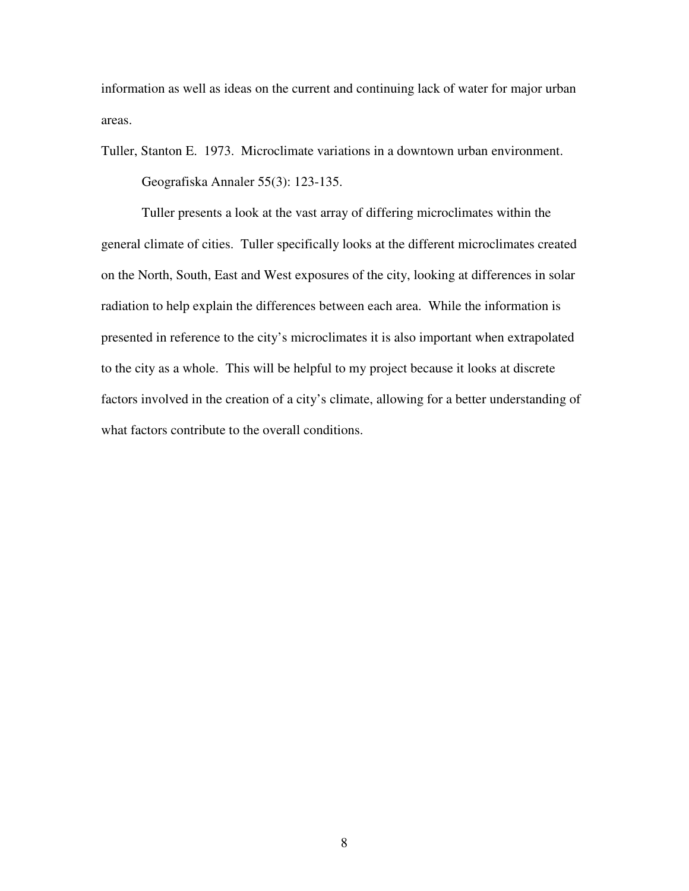information as well as ideas on the current and continuing lack of water for major urban areas.

Tuller, Stanton E. 1973. Microclimate variations in a downtown urban environment. Geografiska Annaler 55(3): 123-135.

Tuller presents a look at the vast array of differing microclimates within the general climate of cities. Tuller specifically looks at the different microclimates created on the North, South, East and West exposures of the city, looking at differences in solar radiation to help explain the differences between each area. While the information is presented in reference to the city's microclimates it is also important when extrapolated to the city as a whole. This will be helpful to my project because it looks at discrete factors involved in the creation of a city's climate, allowing for a better understanding of what factors contribute to the overall conditions.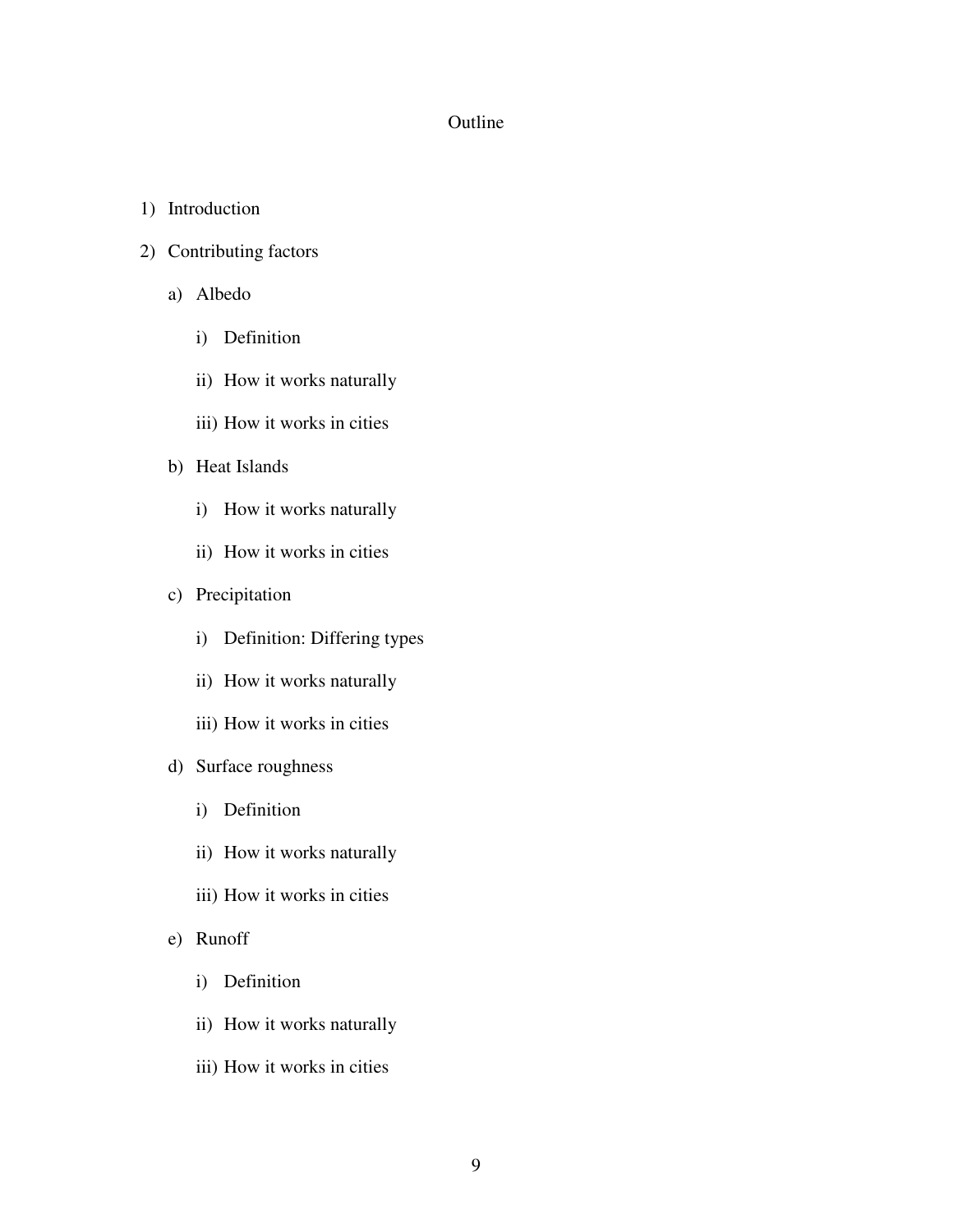# Outline

1) Introduction
2) Contributing factors
   a) Albedo
      i) Definition
      ii) How it works naturally
      iii) How it works in cities
   b) Heat Islands
      i) How it works naturally
      ii) How it works in cities
   c) Precipitation
      i) Definition: Differing types
      ii) How it works naturally
      iii) How it works in cities
   d) Surface roughness
      i) Definition
      ii) How it works naturally
      iii) How it works in cities
   e) Runoff
      i) Definition
      ii) How it works naturally
      iii) How it works in cities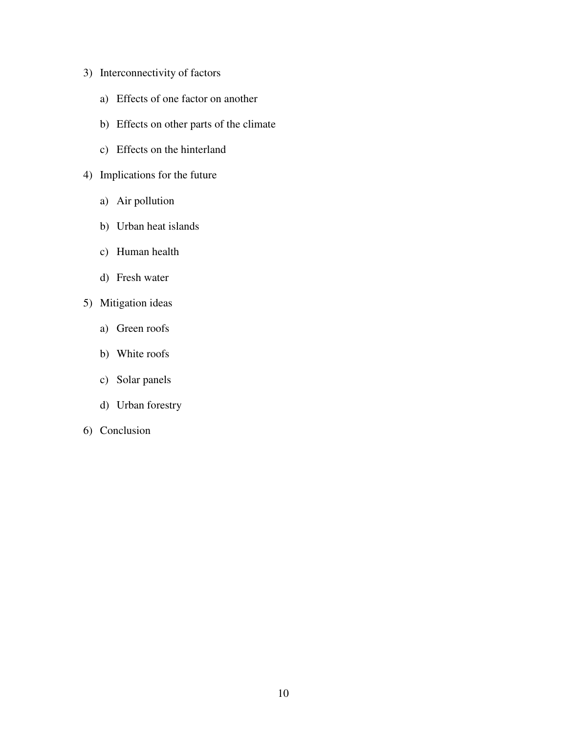3) Interconnectivity of factors

    a) Effects of one factor on another

    b) Effects on other parts of the climate

    c) Effects on the hinterland

4) Implications for the future

    a) Air pollution

    b) Urban heat islands

    c) Human health

    d) Fresh water

5) Mitigation ideas

    a) Green roofs

    b) White roofs

    c) Solar panels

    d) Urban forestry

6) Conclusion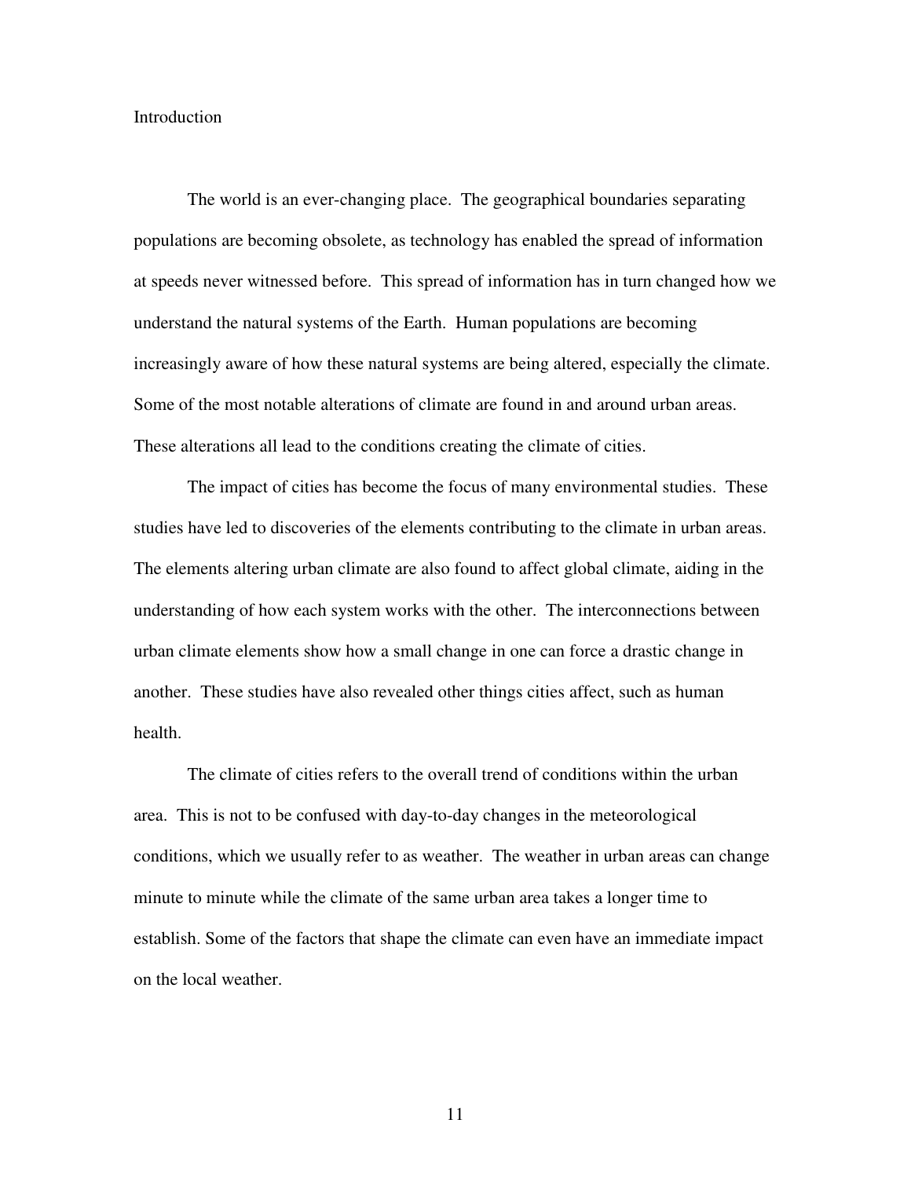# Introduction

The world is an ever-changing place. The geographical boundaries separating populations are becoming obsolete, as technology has enabled the spread of information at speeds never witnessed before. This spread of information has in turn changed how we understand the natural systems of the Earth. Human populations are becoming increasingly aware of how these natural systems are being altered, especially the climate. Some of the most notable alterations of climate are found in and around urban areas. These alterations all lead to the conditions creating the climate of cities.

The impact of cities has become the focus of many environmental studies. These studies have led to discoveries of the elements contributing to the climate in urban areas. The elements altering urban climate are also found to affect global climate, aiding in the understanding of how each system works with the other. The interconnections between urban climate elements show how a small change in one can force a drastic change in another. These studies have also revealed other things cities affect, such as human health.

The climate of cities refers to the overall trend of conditions within the urban area. This is not to be confused with day-to-day changes in the meteorological conditions, which we usually refer to as weather. The weather in urban areas can change minute to minute while the climate of the same urban area takes a longer time to establish. Some of the factors that shape the climate can even have an immediate impact on the local weather.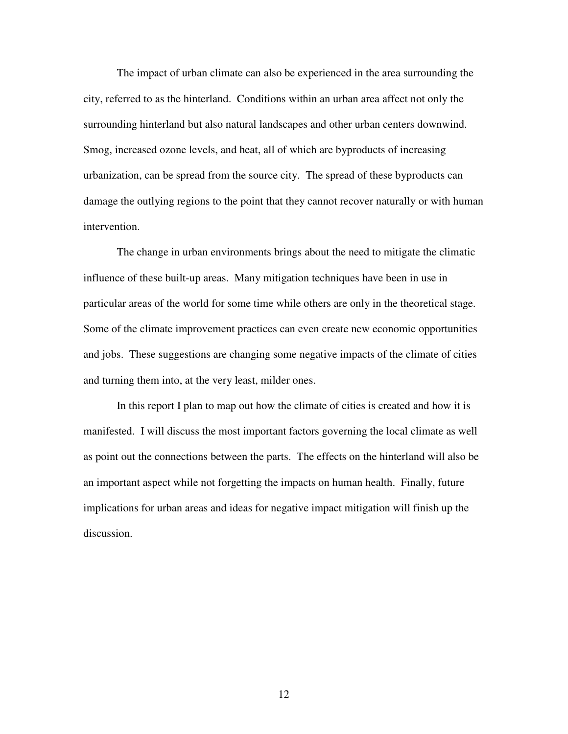The impact of urban climate can also be experienced in the area surrounding the city, referred to as the hinterland. Conditions within an urban area affect not only the surrounding hinterland but also natural landscapes and other urban centers downwind. Smog, increased ozone levels, and heat, all of which are byproducts of increasing urbanization, can be spread from the source city. The spread of these byproducts can damage the outlying regions to the point that they cannot recover naturally or with human intervention.

The change in urban environments brings about the need to mitigate the climatic influence of these built-up areas. Many mitigation techniques have been in use in particular areas of the world for some time while others are only in the theoretical stage. Some of the climate improvement practices can even create new economic opportunities and jobs. These suggestions are changing some negative impacts of the climate of cities and turning them into, at the very least, milder ones.

In this report I plan to map out how the climate of cities is created and how it is manifested. I will discuss the most important factors governing the local climate as well as point out the connections between the parts. The effects on the hinterland will also be an important aspect while not forgetting the impacts on human health. Finally, future implications for urban areas and ideas for negative impact mitigation will finish up the discussion.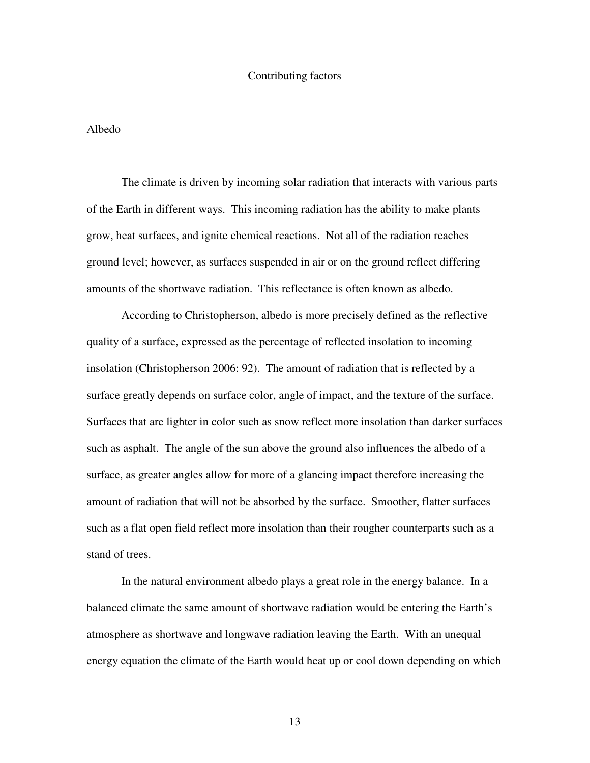## Contributing factors

### Albedo

The climate is driven by incoming solar radiation that interacts with various parts of the Earth in different ways. This incoming radiation has the ability to make plants grow, heat surfaces, and ignite chemical reactions. Not all of the radiation reaches ground level; however, as surfaces suspended in air or on the ground reflect differing amounts of the shortwave radiation. This reflectance is often known as albedo.

According to Christopherson, albedo is more precisely defined as the reflective quality of a surface, expressed as the percentage of reflected insolation to incoming insolation (Christopherson 2006: 92). The amount of radiation that is reflected by a surface greatly depends on surface color, angle of impact, and the texture of the surface. Surfaces that are lighter in color such as snow reflect more insolation than darker surfaces such as asphalt. The angle of the sun above the ground also influences the albedo of a surface, as greater angles allow for more of a glancing impact therefore increasing the amount of radiation that will not be absorbed by the surface. Smoother, flatter surfaces such as a flat open field reflect more insolation than their rougher counterparts such as a stand of trees.

In the natural environment albedo plays a great role in the energy balance. In a balanced climate the same amount of shortwave radiation would be entering the Earth's atmosphere as shortwave and longwave radiation leaving the Earth. With an unequal energy equation the climate of the Earth would heat up or cool down depending on which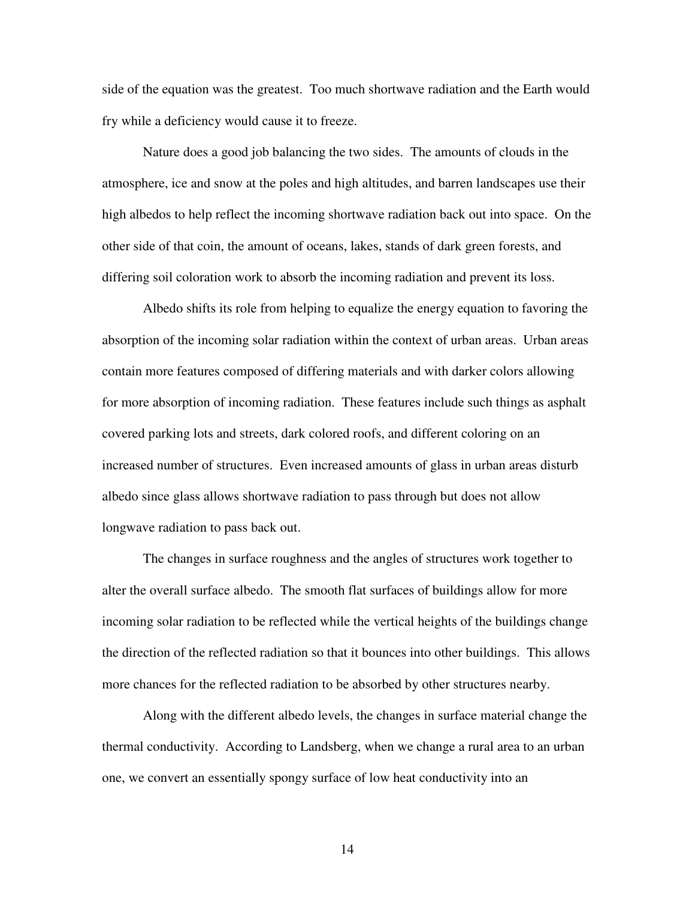side of the equation was the greatest. Too much shortwave radiation and the Earth would fry while a deficiency would cause it to freeze.

Nature does a good job balancing the two sides. The amounts of clouds in the atmosphere, ice and snow at the poles and high altitudes, and barren landscapes use their high albedos to help reflect the incoming shortwave radiation back out into space. On the other side of that coin, the amount of oceans, lakes, stands of dark green forests, and differing soil coloration work to absorb the incoming radiation and prevent its loss.

Albedo shifts its role from helping to equalize the energy equation to favoring the absorption of the incoming solar radiation within the context of urban areas. Urban areas contain more features composed of differing materials and with darker colors allowing for more absorption of incoming radiation. These features include such things as asphalt covered parking lots and streets, dark colored roofs, and different coloring on an increased number of structures. Even increased amounts of glass in urban areas disturb albedo since glass allows shortwave radiation to pass through but does not allow longwave radiation to pass back out.

The changes in surface roughness and the angles of structures work together to alter the overall surface albedo. The smooth flat surfaces of buildings allow for more incoming solar radiation to be reflected while the vertical heights of the buildings change the direction of the reflected radiation so that it bounces into other buildings. This allows more chances for the reflected radiation to be absorbed by other structures nearby.

Along with the different albedo levels, the changes in surface material change the thermal conductivity. According to Landsberg, when we change a rural area to an urban one, we convert an essentially spongy surface of low heat conductivity into an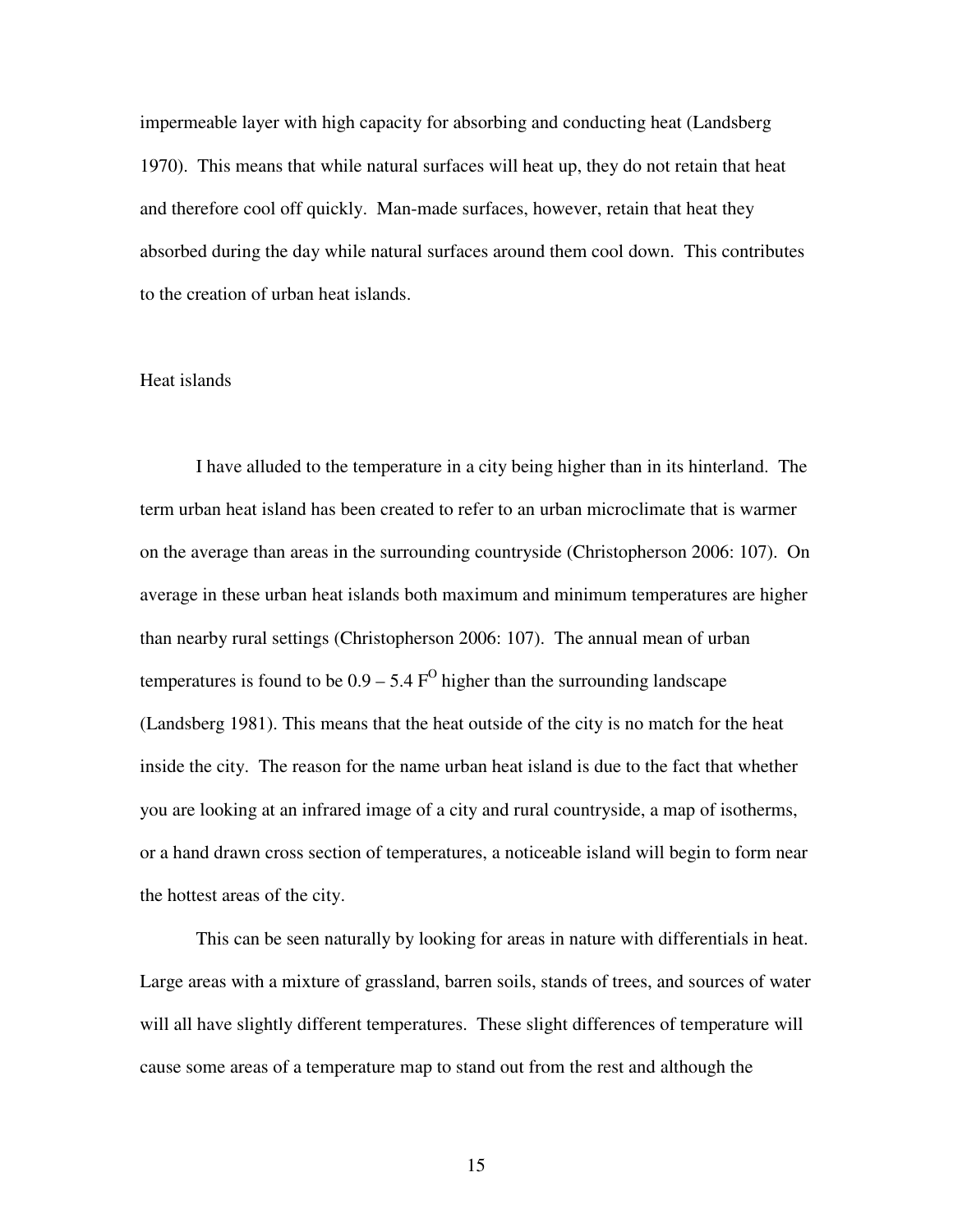impermeable layer with high capacity for absorbing and conducting heat (Landsberg 1970). This means that while natural surfaces will heat up, they do not retain that heat and therefore cool off quickly. Man-made surfaces, however, retain that heat they absorbed during the day while natural surfaces around them cool down. This contributes to the creation of urban heat islands.

## Heat islands

I have alluded to the temperature in a city being higher than in its hinterland. The term urban heat island has been created to refer to an urban microclimate that is warmer on the average than areas in the surrounding countryside (Christopherson 2006: 107). On average in these urban heat islands both maximum and minimum temperatures are higher than nearby rural settings (Christopherson 2006: 107). The annual mean of urban temperatures is found to be 0.9 – 5.4 $F^{O}$ higher than the surrounding landscape (Landsberg 1981). This means that the heat outside of the city is no match for the heat inside the city. The reason for the name urban heat island is due to the fact that whether you are looking at an infrared image of a city and rural countryside, a map of isotherms, or a hand drawn cross section of temperatures, a noticeable island will begin to form near the hottest areas of the city.

This can be seen naturally by looking for areas in nature with differentials in heat. Large areas with a mixture of grassland, barren soils, stands of trees, and sources of water will all have slightly different temperatures. These slight differences of temperature will cause some areas of a temperature map to stand out from the rest and although the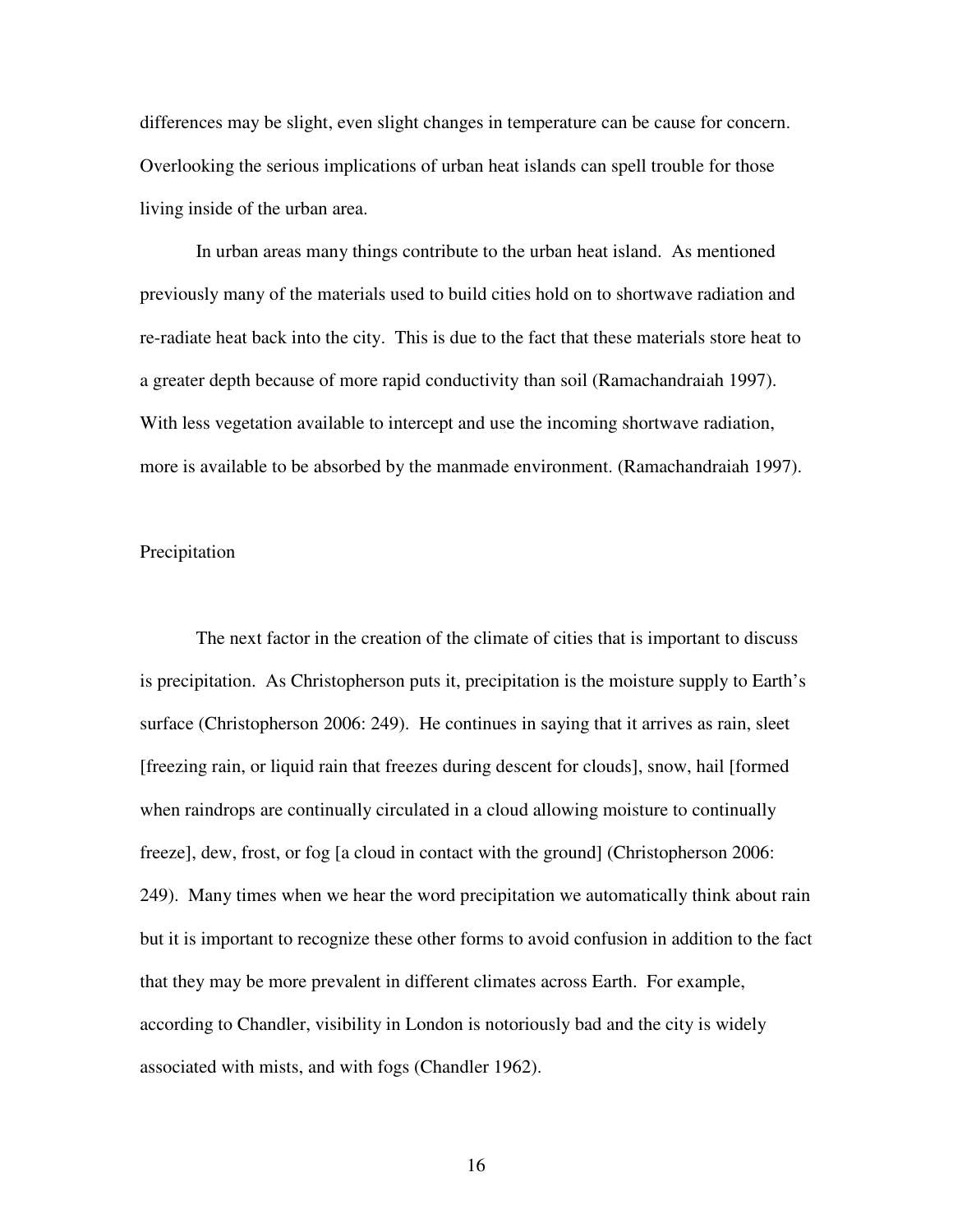differences may be slight, even slight changes in temperature can be cause for concern. Overlooking the serious implications of urban heat islands can spell trouble for those living inside of the urban area.

In urban areas many things contribute to the urban heat island. As mentioned previously many of the materials used to build cities hold on to shortwave radiation and re-radiate heat back into the city. This is due to the fact that these materials store heat to a greater depth because of more rapid conductivity than soil (Ramachandraiah 1997). With less vegetation available to intercept and use the incoming shortwave radiation, more is available to be absorbed by the manmade environment. (Ramachandraiah 1997).

## Precipitation

The next factor in the creation of the climate of cities that is important to discuss is precipitation. As Christopherson puts it, precipitation is the moisture supply to Earth's surface (Christopherson 2006: 249). He continues in saying that it arrives as rain, sleet [freezing rain, or liquid rain that freezes during descent for clouds], snow, hail [formed when raindrops are continually circulated in a cloud allowing moisture to continually freeze], dew, frost, or fog [a cloud in contact with the ground] (Christopherson 2006: 249). Many times when we hear the word precipitation we automatically think about rain but it is important to recognize these other forms to avoid confusion in addition to the fact that they may be more prevalent in different climates across Earth. For example, according to Chandler, visibility in London is notoriously bad and the city is widely associated with mists, and with fogs (Chandler 1962).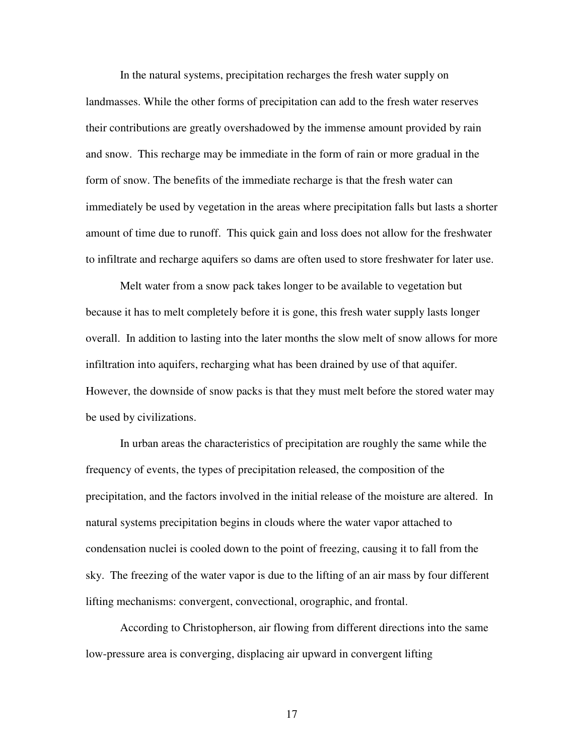In the natural systems, precipitation recharges the fresh water supply on landmasses. While the other forms of precipitation can add to the fresh water reserves their contributions are greatly overshadowed by the immense amount provided by rain and snow. This recharge may be immediate in the form of rain or more gradual in the form of snow. The benefits of the immediate recharge is that the fresh water can immediately be used by vegetation in the areas where precipitation falls but lasts a shorter amount of time due to runoff. This quick gain and loss does not allow for the freshwater to infiltrate and recharge aquifers so dams are often used to store freshwater for later use.

Melt water from a snow pack takes longer to be available to vegetation but because it has to melt completely before it is gone, this fresh water supply lasts longer overall. In addition to lasting into the later months the slow melt of snow allows for more infiltration into aquifers, recharging what has been drained by use of that aquifer. However, the downside of snow packs is that they must melt before the stored water may be used by civilizations.

In urban areas the characteristics of precipitation are roughly the same while the frequency of events, the types of precipitation released, the composition of the precipitation, and the factors involved in the initial release of the moisture are altered. In natural systems precipitation begins in clouds where the water vapor attached to condensation nuclei is cooled down to the point of freezing, causing it to fall from the sky. The freezing of the water vapor is due to the lifting of an air mass by four different lifting mechanisms: convergent, convectional, orographic, and frontal.

According to Christopherson, air flowing from different directions into the same low-pressure area is converging, displacing air upward in convergent lifting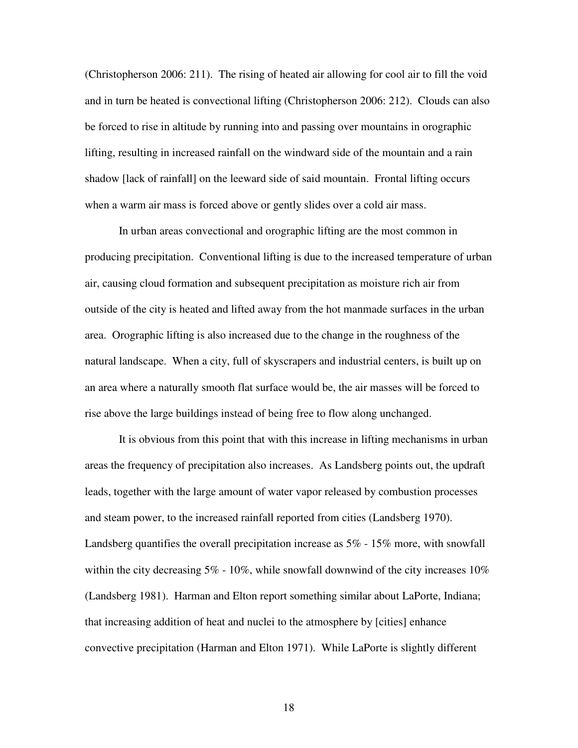(Christopherson 2006: 211). The rising of heated air allowing for cool air to fill the void and in turn be heated is convectional lifting (Christopherson 2006: 212). Clouds can also be forced to rise in altitude by running into and passing over mountains in orographic lifting, resulting in increased rainfall on the windward side of the mountain and a rain shadow [lack of rainfall] on the leeward side of said mountain. Frontal lifting occurs when a warm air mass is forced above or gently slides over a cold air mass.

In urban areas convectional and orographic lifting are the most common in producing precipitation. Conventional lifting is due to the increased temperature of urban air, causing cloud formation and subsequent precipitation as moisture rich air from outside of the city is heated and lifted away from the hot manmade surfaces in the urban area. Orographic lifting is also increased due to the change in the roughness of the natural landscape. When a city, full of skyscrapers and industrial centers, is built up on an area where a naturally smooth flat surface would be, the air masses will be forced to rise above the large buildings instead of being free to flow along unchanged.

It is obvious from this point that with this increase in lifting mechanisms in urban areas the frequency of precipitation also increases. As Landsberg points out, the updraft leads, together with the large amount of water vapor released by combustion processes and steam power, to the increased rainfall reported from cities (Landsberg 1970). Landsberg quantifies the overall precipitation increase as 5% - 15% more, with snowfall within the city decreasing 5% - 10%, while snowfall downwind of the city increases 10% (Landsberg 1981). Harman and Elton report something similar about LaPorte, Indiana; that increasing addition of heat and nuclei to the atmosphere by [cities] enhance convective precipitation (Harman and Elton 1971). While LaPorte is slightly different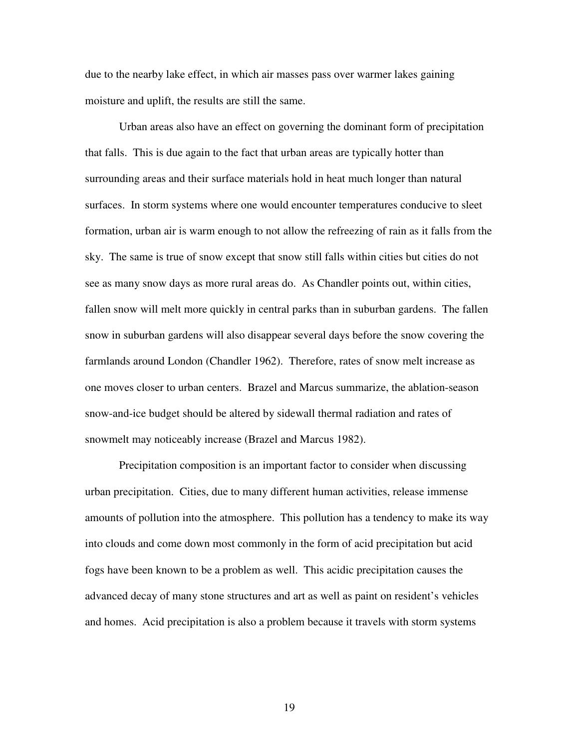due to the nearby lake effect, in which air masses pass over warmer lakes gaining moisture and uplift, the results are still the same.

Urban areas also have an effect on governing the dominant form of precipitation that falls. This is due again to the fact that urban areas are typically hotter than surrounding areas and their surface materials hold in heat much longer than natural surfaces. In storm systems where one would encounter temperatures conducive to sleet formation, urban air is warm enough to not allow the refreezing of rain as it falls from the sky. The same is true of snow except that snow still falls within cities but cities do not see as many snow days as more rural areas do. As Chandler points out, within cities, fallen snow will melt more quickly in central parks than in suburban gardens. The fallen snow in suburban gardens will also disappear several days before the snow covering the farmlands around London (Chandler 1962). Therefore, rates of snow melt increase as one moves closer to urban centers. Brazel and Marcus summarize, the ablation-season snow-and-ice budget should be altered by sidewall thermal radiation and rates of snowmelt may noticeably increase (Brazel and Marcus 1982).

Precipitation composition is an important factor to consider when discussing urban precipitation. Cities, due to many different human activities, release immense amounts of pollution into the atmosphere. This pollution has a tendency to make its way into clouds and come down most commonly in the form of acid precipitation but acid fogs have been known to be a problem as well. This acidic precipitation causes the advanced decay of many stone structures and art as well as paint on resident's vehicles and homes. Acid precipitation is also a problem because it travels with storm systems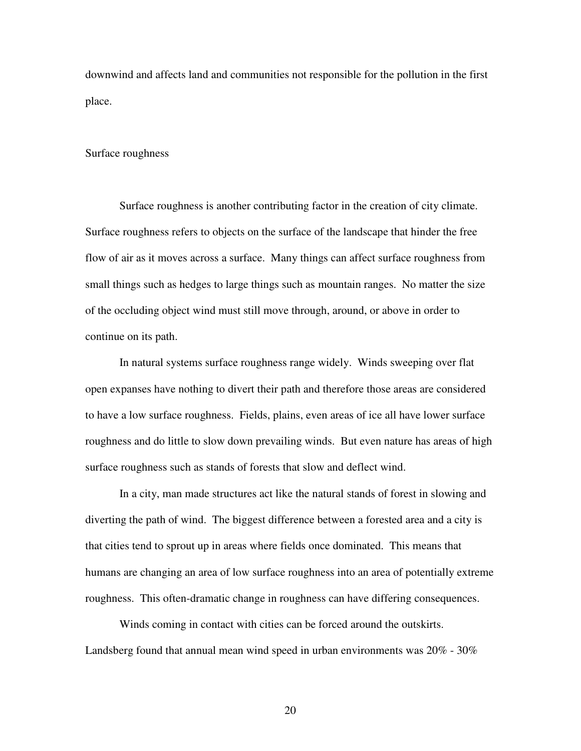downwind and affects land and communities not responsible for the pollution in the first place.

## Surface roughness

Surface roughness is another contributing factor in the creation of city climate. Surface roughness refers to objects on the surface of the landscape that hinder the free flow of air as it moves across a surface. Many things can affect surface roughness from small things such as hedges to large things such as mountain ranges. No matter the size of the occluding object wind must still move through, around, or above in order to continue on its path.

In natural systems surface roughness range widely. Winds sweeping over flat open expanses have nothing to divert their path and therefore those areas are considered to have a low surface roughness. Fields, plains, even areas of ice all have lower surface roughness and do little to slow down prevailing winds. But even nature has areas of high surface roughness such as stands of forests that slow and deflect wind.

In a city, man made structures act like the natural stands of forest in slowing and diverting the path of wind. The biggest difference between a forested area and a city is that cities tend to sprout up in areas where fields once dominated. This means that humans are changing an area of low surface roughness into an area of potentially extreme roughness. This often-dramatic change in roughness can have differing consequences.

Winds coming in contact with cities can be forced around the outskirts. Landsberg found that annual mean wind speed in urban environments was 20% - 30%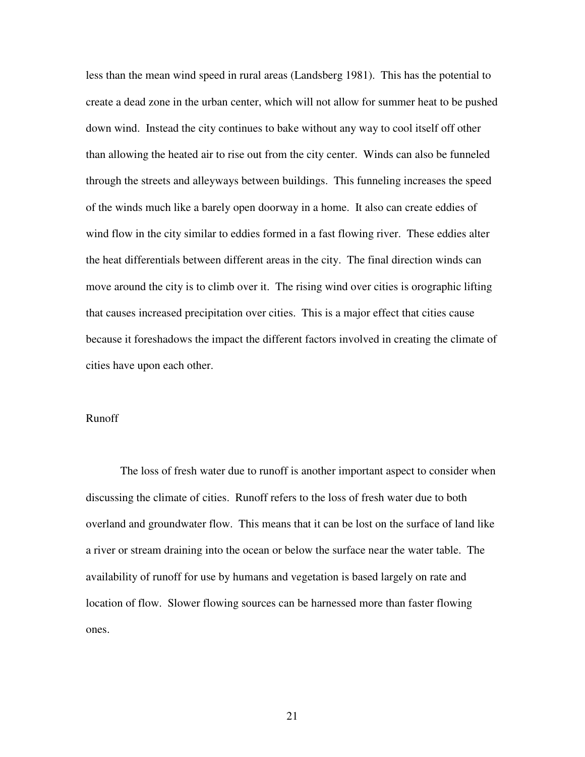less than the mean wind speed in rural areas (Landsberg 1981). This has the potential to create a dead zone in the urban center, which will not allow for summer heat to be pushed down wind. Instead the city continues to bake without any way to cool itself off other than allowing the heated air to rise out from the city center. Winds can also be funneled through the streets and alleyways between buildings. This funneling increases the speed of the winds much like a barely open doorway in a home. It also can create eddies of wind flow in the city similar to eddies formed in a fast flowing river. These eddies alter the heat differentials between different areas in the city. The final direction winds can move around the city is to climb over it. The rising wind over cities is orographic lifting that causes increased precipitation over cities. This is a major effect that cities cause because it foreshadows the impact the different factors involved in creating the climate of cities have upon each other.

## Runoff

The loss of fresh water due to runoff is another important aspect to consider when discussing the climate of cities. Runoff refers to the loss of fresh water due to both overland and groundwater flow. This means that it can be lost on the surface of land like a river or stream draining into the ocean or below the surface near the water table. The availability of runoff for use by humans and vegetation is based largely on rate and location of flow. Slower flowing sources can be harnessed more than faster flowing ones.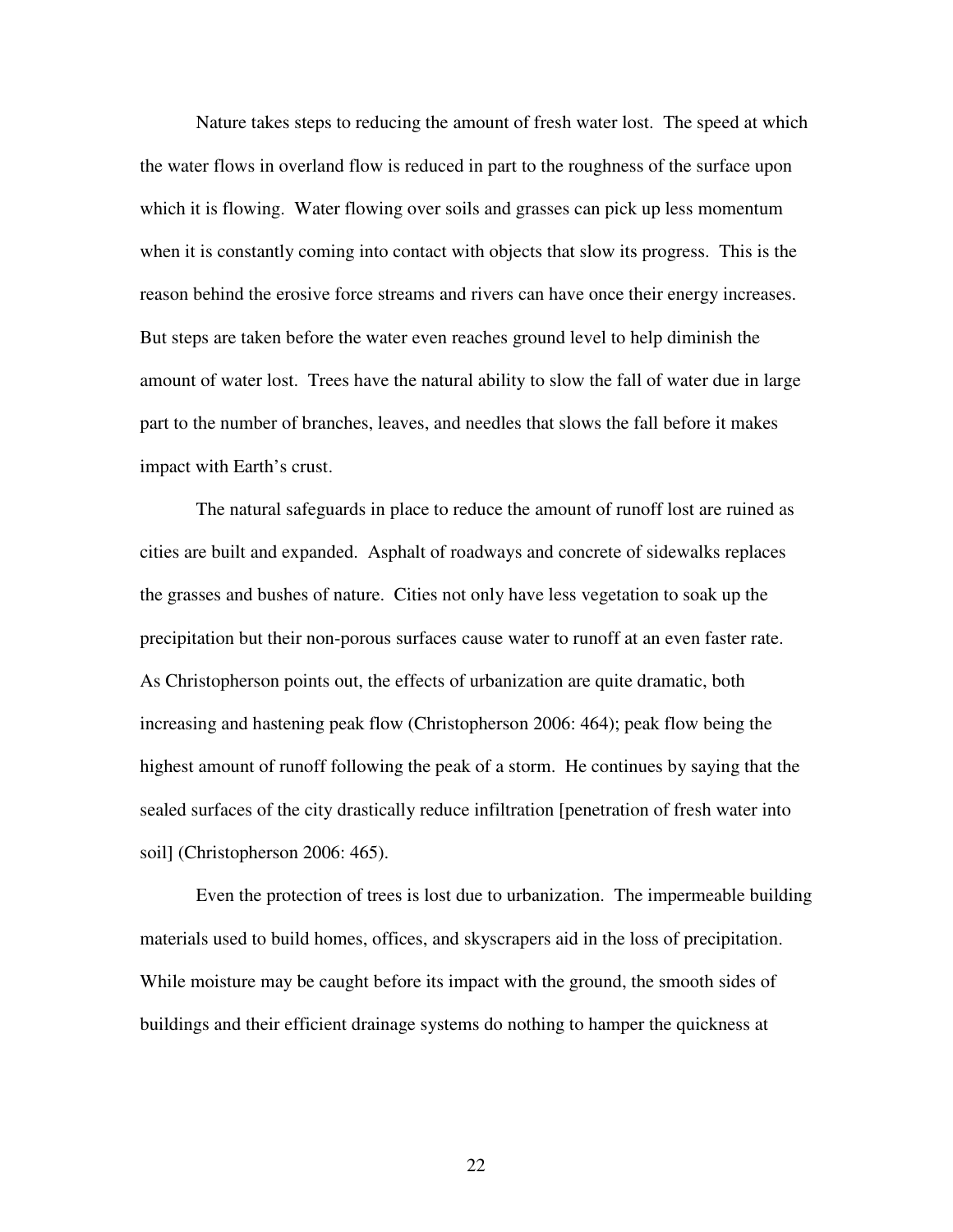Nature takes steps to reducing the amount of fresh water lost. The speed at which the water flows in overland flow is reduced in part to the roughness of the surface upon which it is flowing. Water flowing over soils and grasses can pick up less momentum when it is constantly coming into contact with objects that slow its progress. This is the reason behind the erosive force streams and rivers can have once their energy increases. But steps are taken before the water even reaches ground level to help diminish the amount of water lost. Trees have the natural ability to slow the fall of water due in large part to the number of branches, leaves, and needles that slows the fall before it makes impact with Earth's crust.

The natural safeguards in place to reduce the amount of runoff lost are ruined as cities are built and expanded. Asphalt of roadways and concrete of sidewalks replaces the grasses and bushes of nature. Cities not only have less vegetation to soak up the precipitation but their non-porous surfaces cause water to runoff at an even faster rate. As Christopherson points out, the effects of urbanization are quite dramatic, both increasing and hastening peak flow (Christopherson 2006: 464); peak flow being the highest amount of runoff following the peak of a storm. He continues by saying that the sealed surfaces of the city drastically reduce infiltration [penetration of fresh water into soil] (Christopherson 2006: 465).

Even the protection of trees is lost due to urbanization. The impermeable building materials used to build homes, offices, and skyscrapers aid in the loss of precipitation. While moisture may be caught before its impact with the ground, the smooth sides of buildings and their efficient drainage systems do nothing to hamper the quickness at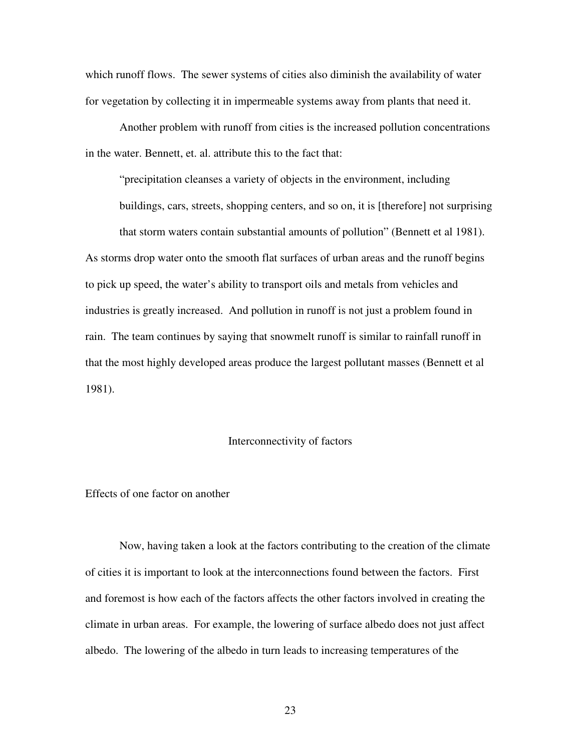which runoff flows. The sewer systems of cities also diminish the availability of water for vegetation by collecting it in impermeable systems away from plants that need it.

Another problem with runoff from cities is the increased pollution concentrations in the water. Bennett, et. al. attribute this to the fact that:

> "precipitation cleanses a variety of objects in the environment, including buildings, cars, streets, shopping centers, and so on, it is [therefore] not surprising that storm waters contain substantial amounts of pollution" (Bennett et al 1981).

As storms drop water onto the smooth flat surfaces of urban areas and the runoff begins to pick up speed, the water's ability to transport oils and metals from vehicles and industries is greatly increased. And pollution in runoff is not just a problem found in rain. The team continues by saying that snowmelt runoff is similar to rainfall runoff in that the most highly developed areas produce the largest pollutant masses (Bennett et al 1981).

## Interconnectivity of factors

### Effects of one factor on another

Now, having taken a look at the factors contributing to the creation of the climate of cities it is important to look at the interconnections found between the factors. First and foremost is how each of the factors affects the other factors involved in creating the climate in urban areas. For example, the lowering of surface albedo does not just affect albedo. The lowering of the albedo in turn leads to increasing temperatures of the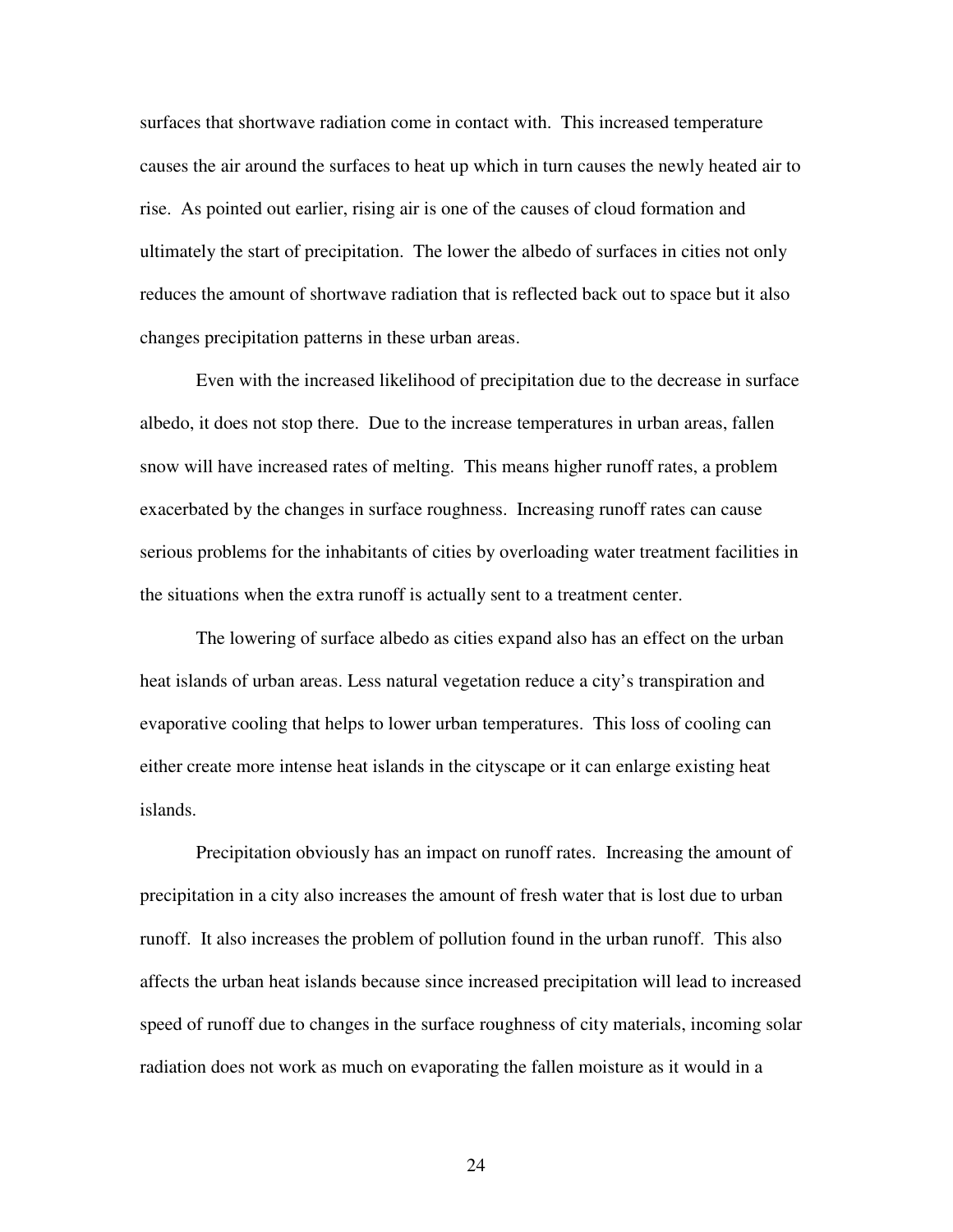surfaces that shortwave radiation come in contact with. This increased temperature causes the air around the surfaces to heat up which in turn causes the newly heated air to rise. As pointed out earlier, rising air is one of the causes of cloud formation and ultimately the start of precipitation. The lower the albedo of surfaces in cities not only reduces the amount of shortwave radiation that is reflected back out to space but it also changes precipitation patterns in these urban areas.

Even with the increased likelihood of precipitation due to the decrease in surface albedo, it does not stop there. Due to the increase temperatures in urban areas, fallen snow will have increased rates of melting. This means higher runoff rates, a problem exacerbated by the changes in surface roughness. Increasing runoff rates can cause serious problems for the inhabitants of cities by overloading water treatment facilities in the situations when the extra runoff is actually sent to a treatment center.

The lowering of surface albedo as cities expand also has an effect on the urban heat islands of urban areas. Less natural vegetation reduce a city's transpiration and evaporative cooling that helps to lower urban temperatures. This loss of cooling can either create more intense heat islands in the cityscape or it can enlarge existing heat islands.

Precipitation obviously has an impact on runoff rates. Increasing the amount of precipitation in a city also increases the amount of fresh water that is lost due to urban runoff. It also increases the problem of pollution found in the urban runoff. This also affects the urban heat islands because since increased precipitation will lead to increased speed of runoff due to changes in the surface roughness of city materials, incoming solar radiation does not work as much on evaporating the fallen moisture as it would in a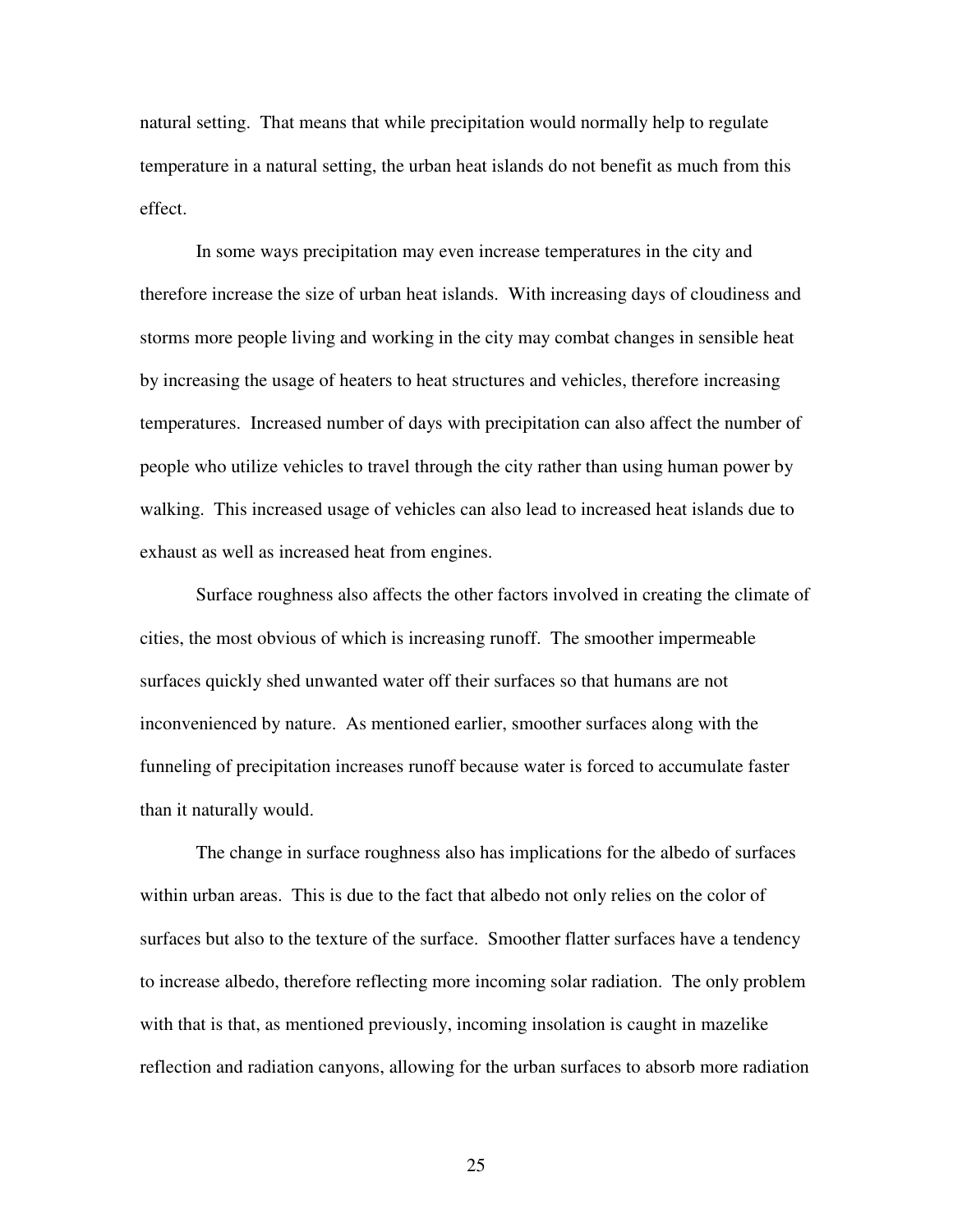natural setting. That means that while precipitation would normally help to regulate temperature in a natural setting, the urban heat islands do not benefit as much from this effect.

In some ways precipitation may even increase temperatures in the city and therefore increase the size of urban heat islands. With increasing days of cloudiness and storms more people living and working in the city may combat changes in sensible heat by increasing the usage of heaters to heat structures and vehicles, therefore increasing temperatures. Increased number of days with precipitation can also affect the number of people who utilize vehicles to travel through the city rather than using human power by walking. This increased usage of vehicles can also lead to increased heat islands due to exhaust as well as increased heat from engines.

Surface roughness also affects the other factors involved in creating the climate of cities, the most obvious of which is increasing runoff. The smoother impermeable surfaces quickly shed unwanted water off their surfaces so that humans are not inconvenienced by nature. As mentioned earlier, smoother surfaces along with the funneling of precipitation increases runoff because water is forced to accumulate faster than it naturally would.

The change in surface roughness also has implications for the albedo of surfaces within urban areas. This is due to the fact that albedo not only relies on the color of surfaces but also to the texture of the surface. Smoother flatter surfaces have a tendency to increase albedo, therefore reflecting more incoming solar radiation. The only problem with that is that, as mentioned previously, incoming insolation is caught in mazelike reflection and radiation canyons, allowing for the urban surfaces to absorb more radiation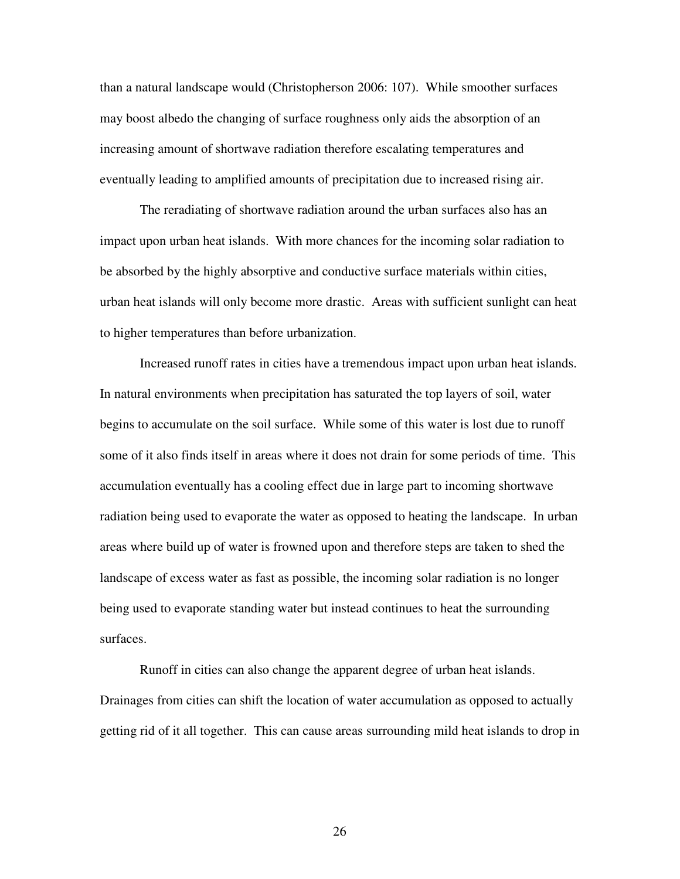than a natural landscape would (Christopherson 2006: 107). While smoother surfaces may boost albedo the changing of surface roughness only aids the absorption of an increasing amount of shortwave radiation therefore escalating temperatures and eventually leading to amplified amounts of precipitation due to increased rising air.

The reradiating of shortwave radiation around the urban surfaces also has an impact upon urban heat islands. With more chances for the incoming solar radiation to be absorbed by the highly absorptive and conductive surface materials within cities, urban heat islands will only become more drastic. Areas with sufficient sunlight can heat to higher temperatures than before urbanization.

Increased runoff rates in cities have a tremendous impact upon urban heat islands. In natural environments when precipitation has saturated the top layers of soil, water begins to accumulate on the soil surface. While some of this water is lost due to runoff some of it also finds itself in areas where it does not drain for some periods of time. This accumulation eventually has a cooling effect due in large part to incoming shortwave radiation being used to evaporate the water as opposed to heating the landscape. In urban areas where build up of water is frowned upon and therefore steps are taken to shed the landscape of excess water as fast as possible, the incoming solar radiation is no longer being used to evaporate standing water but instead continues to heat the surrounding surfaces.

Runoff in cities can also change the apparent degree of urban heat islands. Drainages from cities can shift the location of water accumulation as opposed to actually getting rid of it all together. This can cause areas surrounding mild heat islands to drop in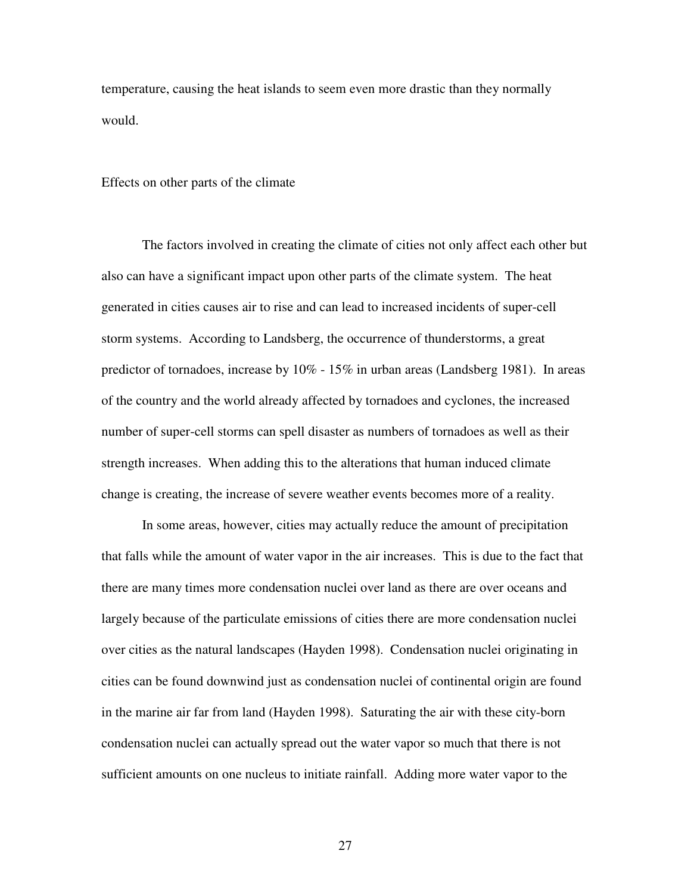temperature, causing the heat islands to seem even more drastic than they normally would.

## Effects on other parts of the climate

The factors involved in creating the climate of cities not only affect each other but also can have a significant impact upon other parts of the climate system. The heat generated in cities causes air to rise and can lead to increased incidents of super-cell storm systems. According to Landsberg, the occurrence of thunderstorms, a great predictor of tornadoes, increase by 10% - 15% in urban areas (Landsberg 1981). In areas of the country and the world already affected by tornadoes and cyclones, the increased number of super-cell storms can spell disaster as numbers of tornadoes as well as their strength increases. When adding this to the alterations that human induced climate change is creating, the increase of severe weather events becomes more of a reality.

In some areas, however, cities may actually reduce the amount of precipitation that falls while the amount of water vapor in the air increases. This is due to the fact that there are many times more condensation nuclei over land as there are over oceans and largely because of the particulate emissions of cities there are more condensation nuclei over cities as the natural landscapes (Hayden 1998). Condensation nuclei originating in cities can be found downwind just as condensation nuclei of continental origin are found in the marine air far from land (Hayden 1998). Saturating the air with these city-born condensation nuclei can actually spread out the water vapor so much that there is not sufficient amounts on one nucleus to initiate rainfall. Adding more water vapor to the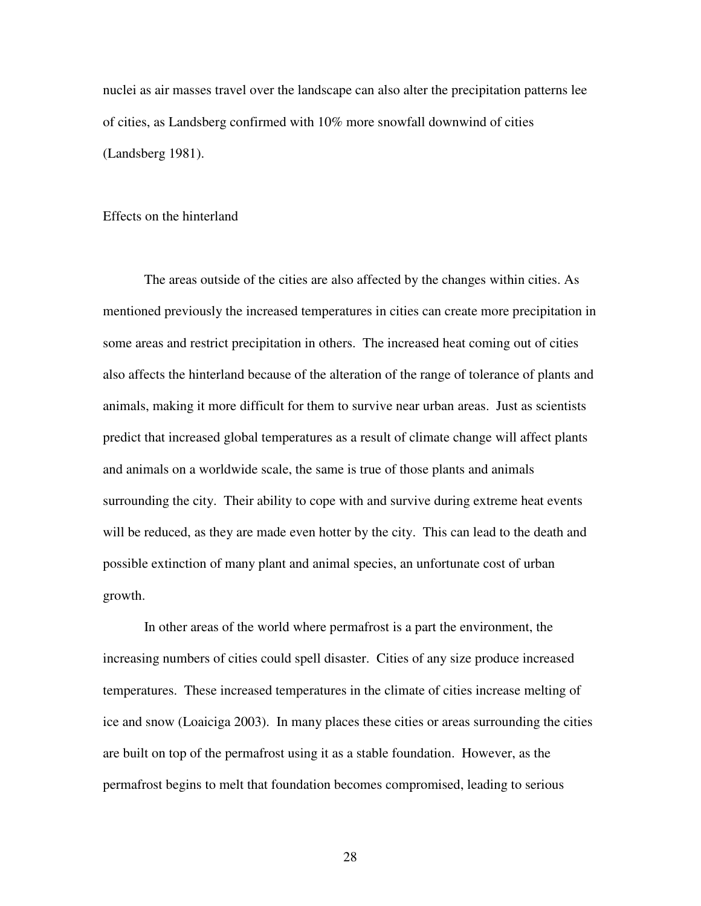nuclei as air masses travel over the landscape can also alter the precipitation patterns lee of cities, as Landsberg confirmed with 10% more snowfall downwind of cities (Landsberg 1981).

## Effects on the hinterland

The areas outside of the cities are also affected by the changes within cities. As mentioned previously the increased temperatures in cities can create more precipitation in some areas and restrict precipitation in others. The increased heat coming out of cities also affects the hinterland because of the alteration of the range of tolerance of plants and animals, making it more difficult for them to survive near urban areas. Just as scientists predict that increased global temperatures as a result of climate change will affect plants and animals on a worldwide scale, the same is true of those plants and animals surrounding the city. Their ability to cope with and survive during extreme heat events will be reduced, as they are made even hotter by the city. This can lead to the death and possible extinction of many plant and animal species, an unfortunate cost of urban growth.

In other areas of the world where permafrost is a part the environment, the increasing numbers of cities could spell disaster. Cities of any size produce increased temperatures. These increased temperatures in the climate of cities increase melting of ice and snow (Loaiciga 2003). In many places these cities or areas surrounding the cities are built on top of the permafrost using it as a stable foundation. However, as the permafrost begins to melt that foundation becomes compromised, leading to serious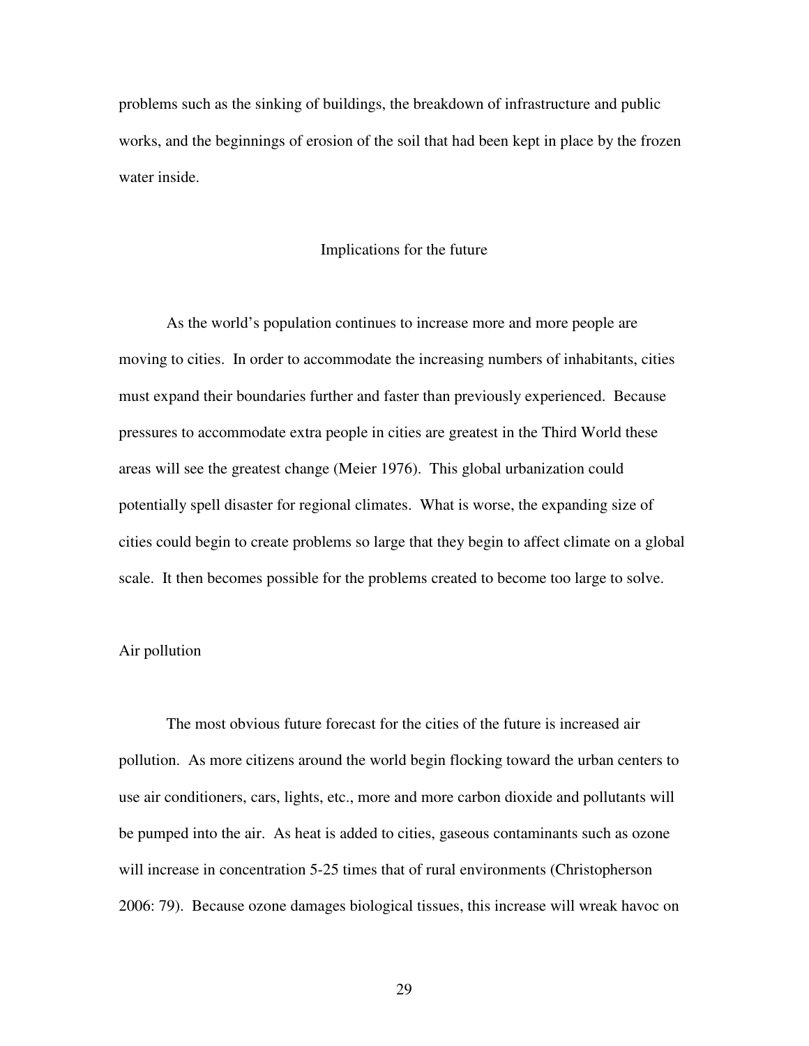problems such as the sinking of buildings, the breakdown of infrastructure and public works, and the beginnings of erosion of the soil that had been kept in place by the frozen water inside.

## Implications for the future

As the world's population continues to increase more and more people are moving to cities. In order to accommodate the increasing numbers of inhabitants, cities must expand their boundaries further and faster than previously experienced. Because pressures to accommodate extra people in cities are greatest in the Third World these areas will see the greatest change (Meier 1976). This global urbanization could potentially spell disaster for regional climates. What is worse, the expanding size of cities could begin to create problems so large that they begin to affect climate on a global scale. It then becomes possible for the problems created to become too large to solve.

### Air pollution

The most obvious future forecast for the cities of the future is increased air pollution. As more citizens around the world begin flocking toward the urban centers to use air conditioners, cars, lights, etc., more and more carbon dioxide and pollutants will be pumped into the air. As heat is added to cities, gaseous contaminants such as ozone will increase in concentration 5-25 times that of rural environments (Christopherson 2006: 79). Because ozone damages biological tissues, this increase will wreak havoc on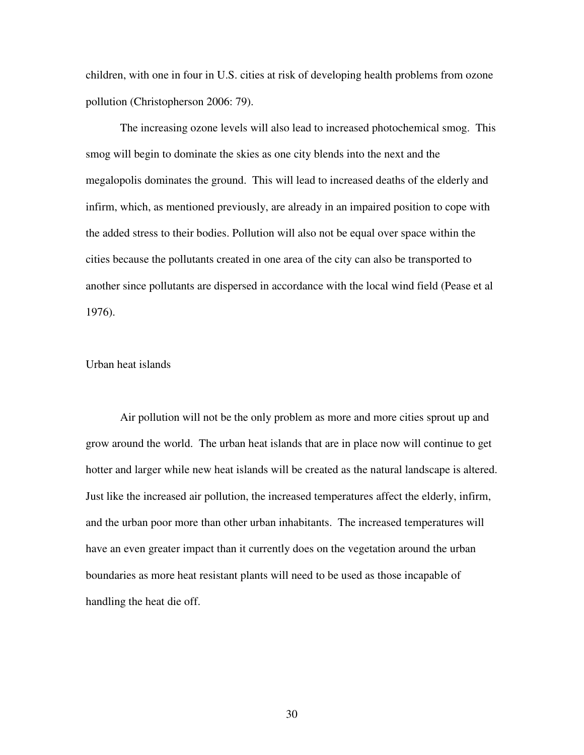children, with one in four in U.S. cities at risk of developing health problems from ozone pollution (Christopherson 2006: 79).

The increasing ozone levels will also lead to increased photochemical smog. This smog will begin to dominate the skies as one city blends into the next and the megalopolis dominates the ground. This will lead to increased deaths of the elderly and infirm, which, as mentioned previously, are already in an impaired position to cope with the added stress to their bodies. Pollution will also not be equal over space within the cities because the pollutants created in one area of the city can also be transported to another since pollutants are dispersed in accordance with the local wind field (Pease et al 1976).

## Urban heat islands

Air pollution will not be the only problem as more and more cities sprout up and grow around the world. The urban heat islands that are in place now will continue to get hotter and larger while new heat islands will be created as the natural landscape is altered. Just like the increased air pollution, the increased temperatures affect the elderly, infirm, and the urban poor more than other urban inhabitants. The increased temperatures will have an even greater impact than it currently does on the vegetation around the urban boundaries as more heat resistant plants will need to be used as those incapable of handling the heat die off.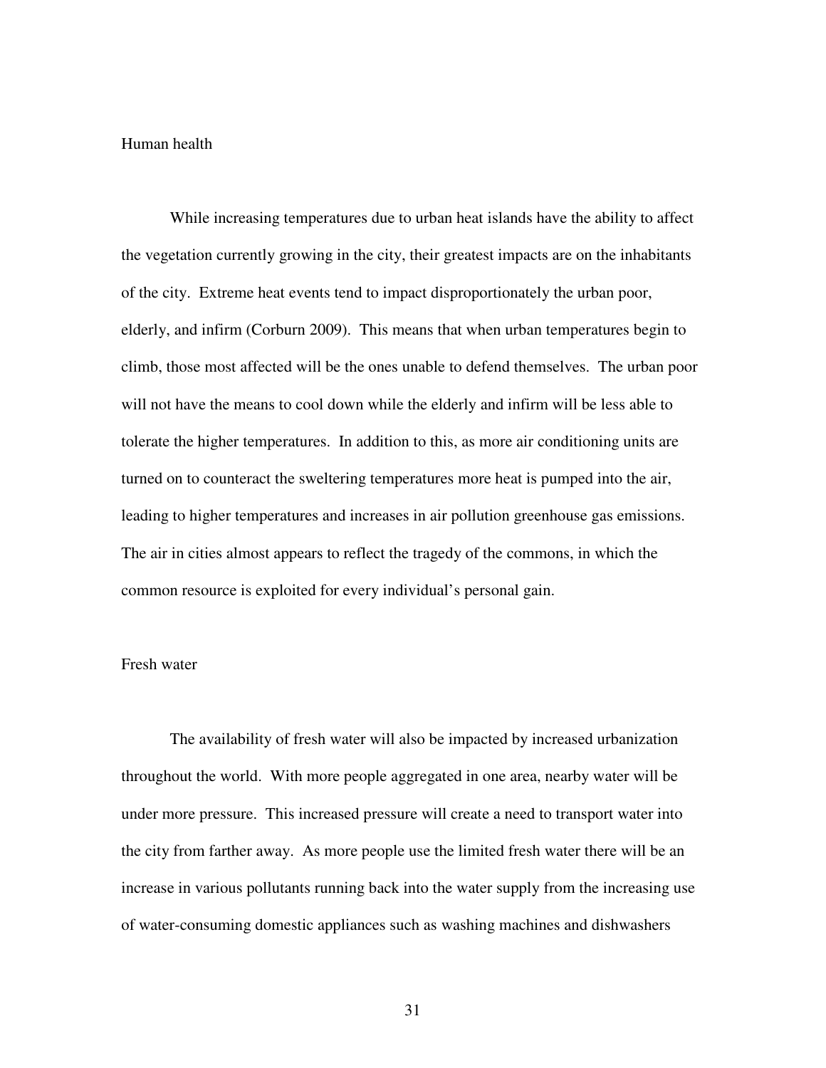## Human health

While increasing temperatures due to urban heat islands have the ability to affect the vegetation currently growing in the city, their greatest impacts are on the inhabitants of the city. Extreme heat events tend to impact disproportionately the urban poor, elderly, and infirm (Corburn 2009). This means that when urban temperatures begin to climb, those most affected will be the ones unable to defend themselves. The urban poor will not have the means to cool down while the elderly and infirm will be less able to tolerate the higher temperatures. In addition to this, as more air conditioning units are turned on to counteract the sweltering temperatures more heat is pumped into the air, leading to higher temperatures and increases in air pollution greenhouse gas emissions. The air in cities almost appears to reflect the tragedy of the commons, in which the common resource is exploited for every individual's personal gain.

## Fresh water

The availability of fresh water will also be impacted by increased urbanization throughout the world. With more people aggregated in one area, nearby water will be under more pressure. This increased pressure will create a need to transport water into the city from farther away. As more people use the limited fresh water there will be an increase in various pollutants running back into the water supply from the increasing use of water-consuming domestic appliances such as washing machines and dishwashers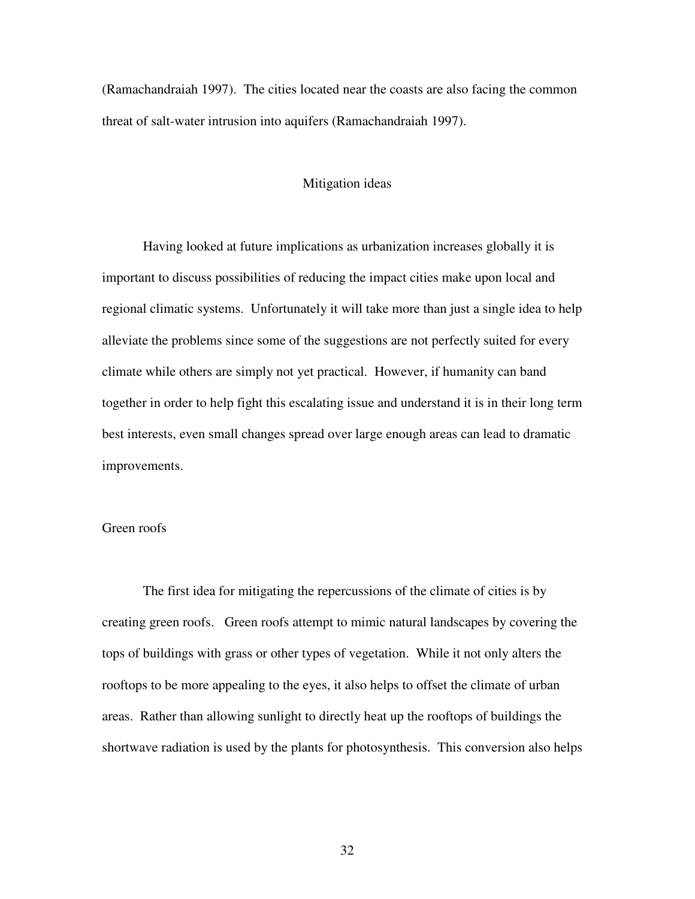(Ramachandraiah 1997). The cities located near the coasts are also facing the common threat of salt-water intrusion into aquifers (Ramachandraiah 1997).

## Mitigation ideas

Having looked at future implications as urbanization increases globally it is important to discuss possibilities of reducing the impact cities make upon local and regional climatic systems. Unfortunately it will take more than just a single idea to help alleviate the problems since some of the suggestions are not perfectly suited for every climate while others are simply not yet practical. However, if humanity can band together in order to help fight this escalating issue and understand it is in their long term best interests, even small changes spread over large enough areas can lead to dramatic improvements.

### Green roofs

The first idea for mitigating the repercussions of the climate of cities is by creating green roofs. Green roofs attempt to mimic natural landscapes by covering the tops of buildings with grass or other types of vegetation. While it not only alters the rooftops to be more appealing to the eyes, it also helps to offset the climate of urban areas. Rather than allowing sunlight to directly heat up the rooftops of buildings the shortwave radiation is used by the plants for photosynthesis. This conversion also helps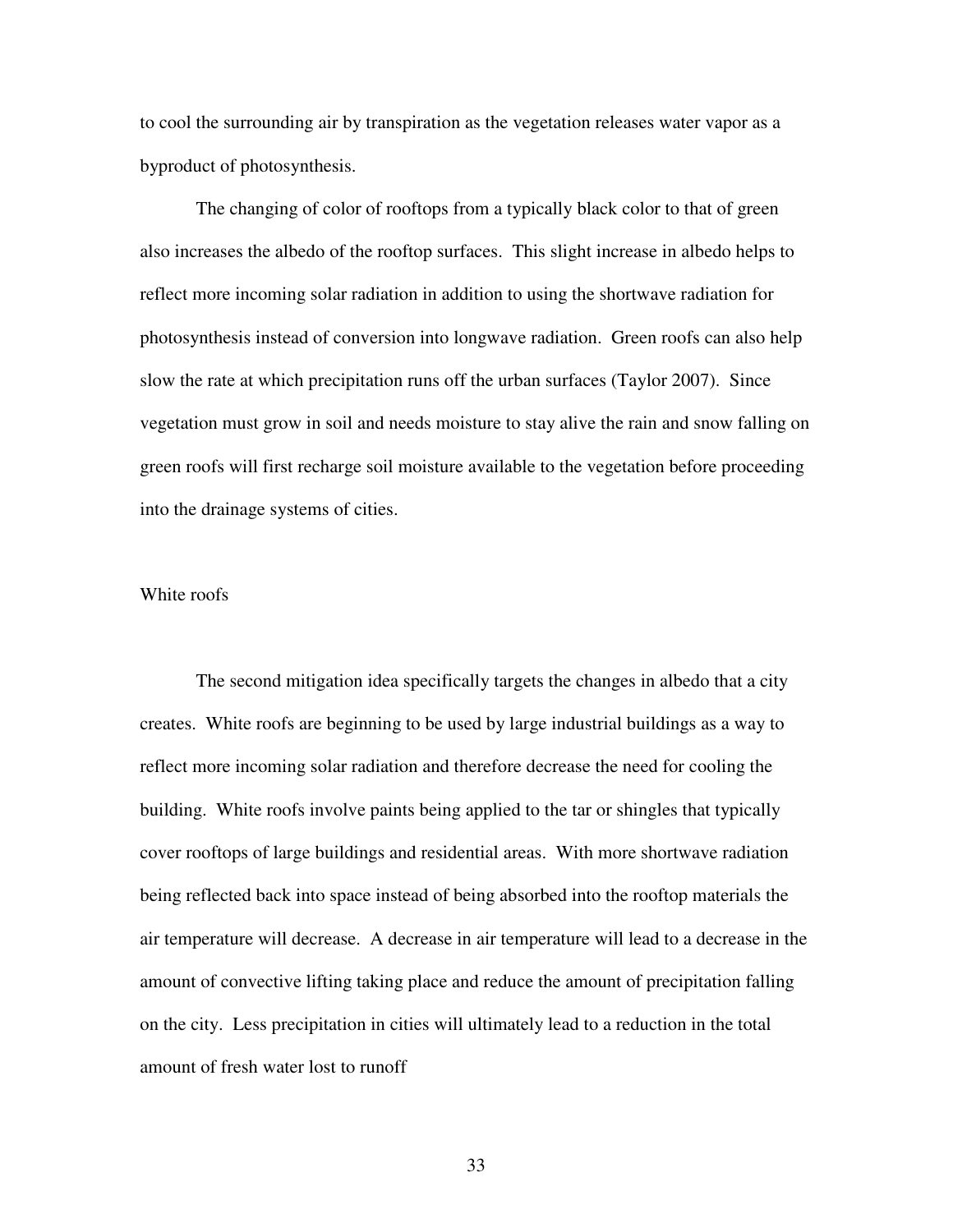to cool the surrounding air by transpiration as the vegetation releases water vapor as a byproduct of photosynthesis.

The changing of color of rooftops from a typically black color to that of green also increases the albedo of the rooftop surfaces. This slight increase in albedo helps to reflect more incoming solar radiation in addition to using the shortwave radiation for photosynthesis instead of conversion into longwave radiation. Green roofs can also help slow the rate at which precipitation runs off the urban surfaces (Taylor 2007). Since vegetation must grow in soil and needs moisture to stay alive the rain and snow falling on green roofs will first recharge soil moisture available to the vegetation before proceeding into the drainage systems of cities.

## White roofs

The second mitigation idea specifically targets the changes in albedo that a city creates. White roofs are beginning to be used by large industrial buildings as a way to reflect more incoming solar radiation and therefore decrease the need for cooling the building. White roofs involve paints being applied to the tar or shingles that typically cover rooftops of large buildings and residential areas. With more shortwave radiation being reflected back into space instead of being absorbed into the rooftop materials the air temperature will decrease. A decrease in air temperature will lead to a decrease in the amount of convective lifting taking place and reduce the amount of precipitation falling on the city. Less precipitation in cities will ultimately lead to a reduction in the total amount of fresh water lost to runoff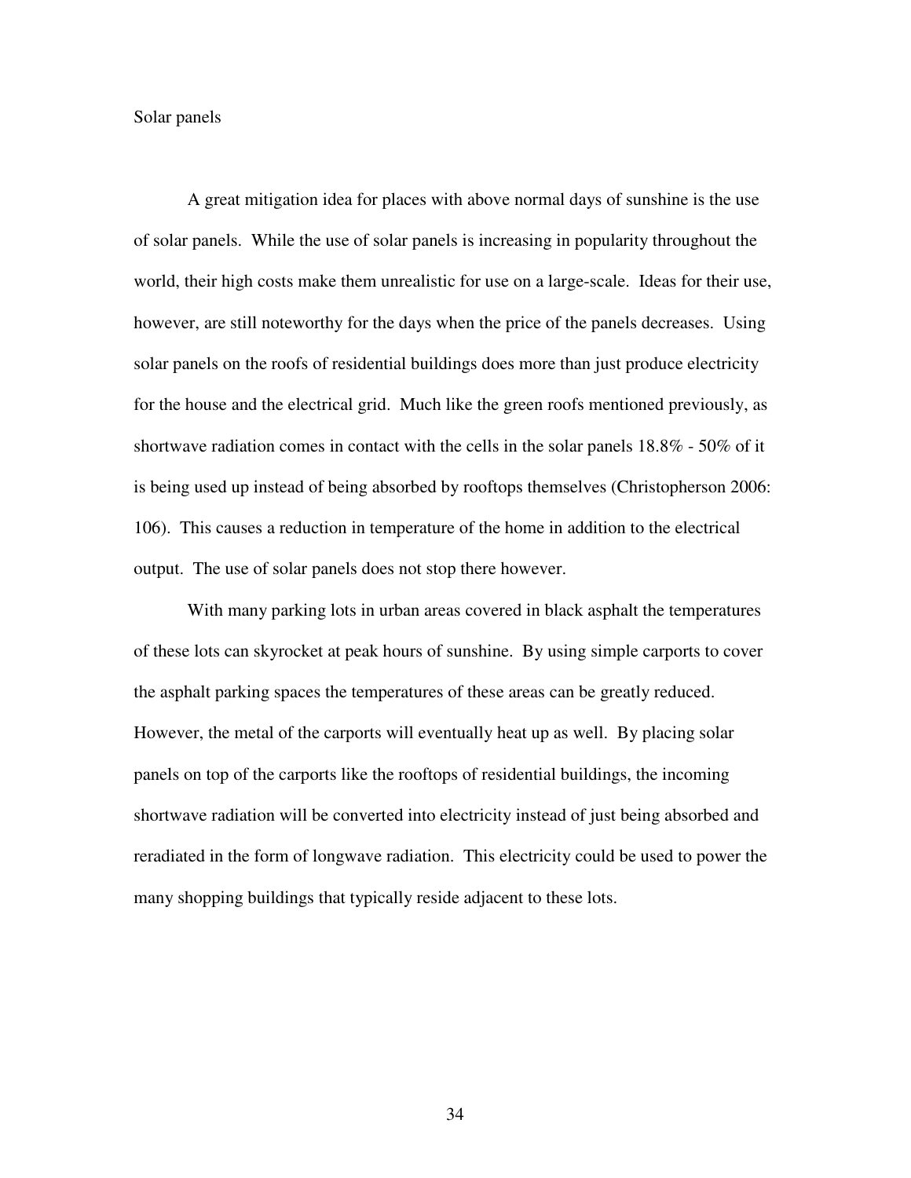## Solar panels

A great mitigation idea for places with above normal days of sunshine is the use of solar panels. While the use of solar panels is increasing in popularity throughout the world, their high costs make them unrealistic for use on a large-scale. Ideas for their use, however, are still noteworthy for the days when the price of the panels decreases. Using solar panels on the roofs of residential buildings does more than just produce electricity for the house and the electrical grid. Much like the green roofs mentioned previously, as shortwave radiation comes in contact with the cells in the solar panels 18.8% - 50% of it is being used up instead of being absorbed by rooftops themselves (Christopherson 2006: 106). This causes a reduction in temperature of the home in addition to the electrical output. The use of solar panels does not stop there however.

With many parking lots in urban areas covered in black asphalt the temperatures of these lots can skyrocket at peak hours of sunshine. By using simple carports to cover the asphalt parking spaces the temperatures of these areas can be greatly reduced. However, the metal of the carports will eventually heat up as well. By placing solar panels on top of the carports like the rooftops of residential buildings, the incoming shortwave radiation will be converted into electricity instead of just being absorbed and reradiated in the form of longwave radiation. This electricity could be used to power the many shopping buildings that typically reside adjacent to these lots.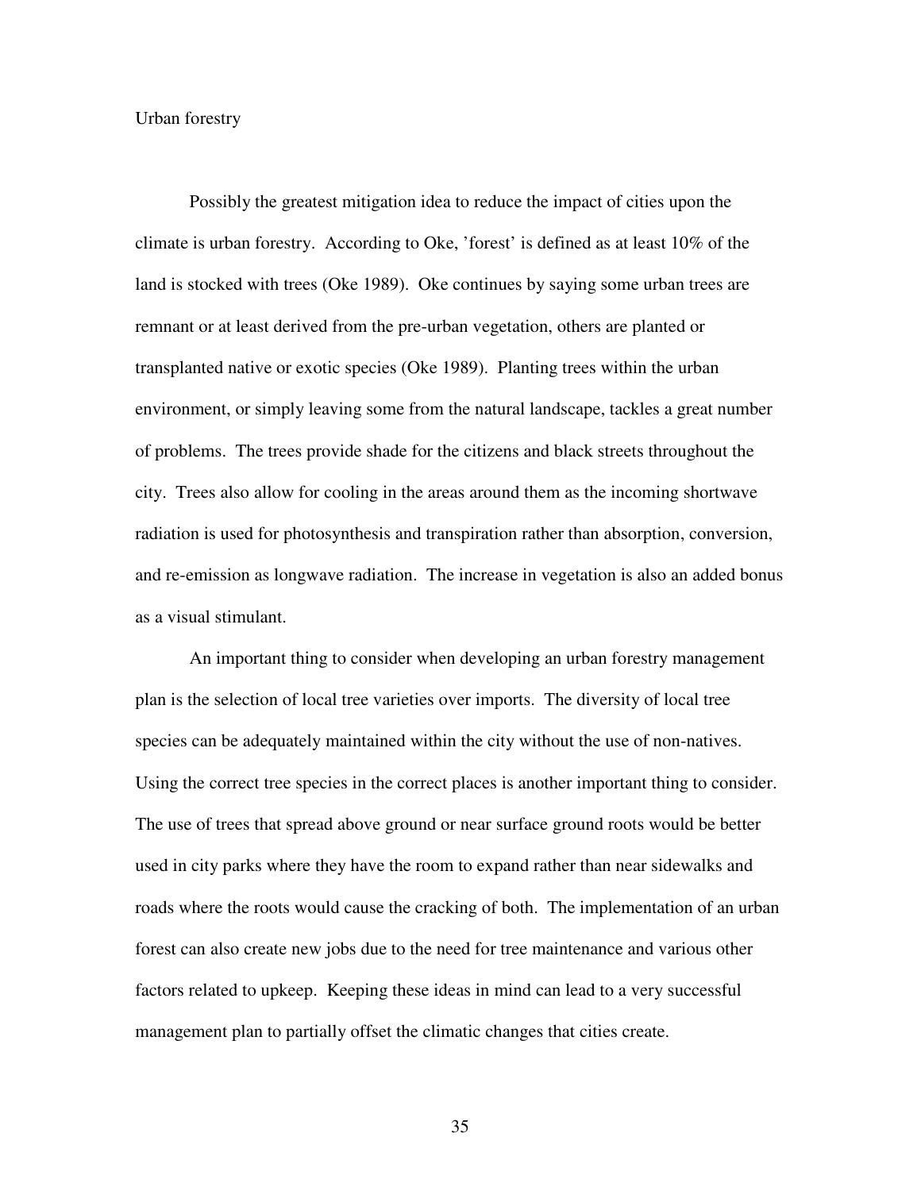## Urban forestry

Possibly the greatest mitigation idea to reduce the impact of cities upon the climate is urban forestry. According to Oke, 'forest' is defined as at least 10% of the land is stocked with trees (Oke 1989). Oke continues by saying some urban trees are remnant or at least derived from the pre-urban vegetation, others are planted or transplanted native or exotic species (Oke 1989). Planting trees within the urban environment, or simply leaving some from the natural landscape, tackles a great number of problems. The trees provide shade for the citizens and black streets throughout the city. Trees also allow for cooling in the areas around them as the incoming shortwave radiation is used for photosynthesis and transpiration rather than absorption, conversion, and re-emission as longwave radiation. The increase in vegetation is also an added bonus as a visual stimulant.

An important thing to consider when developing an urban forestry management plan is the selection of local tree varieties over imports. The diversity of local tree species can be adequately maintained within the city without the use of non-natives. Using the correct tree species in the correct places is another important thing to consider. The use of trees that spread above ground or near surface ground roots would be better used in city parks where they have the room to expand rather than near sidewalks and roads where the roots would cause the cracking of both. The implementation of an urban forest can also create new jobs due to the need for tree maintenance and various other factors related to upkeep. Keeping these ideas in mind can lead to a very successful management plan to partially offset the climatic changes that cities create.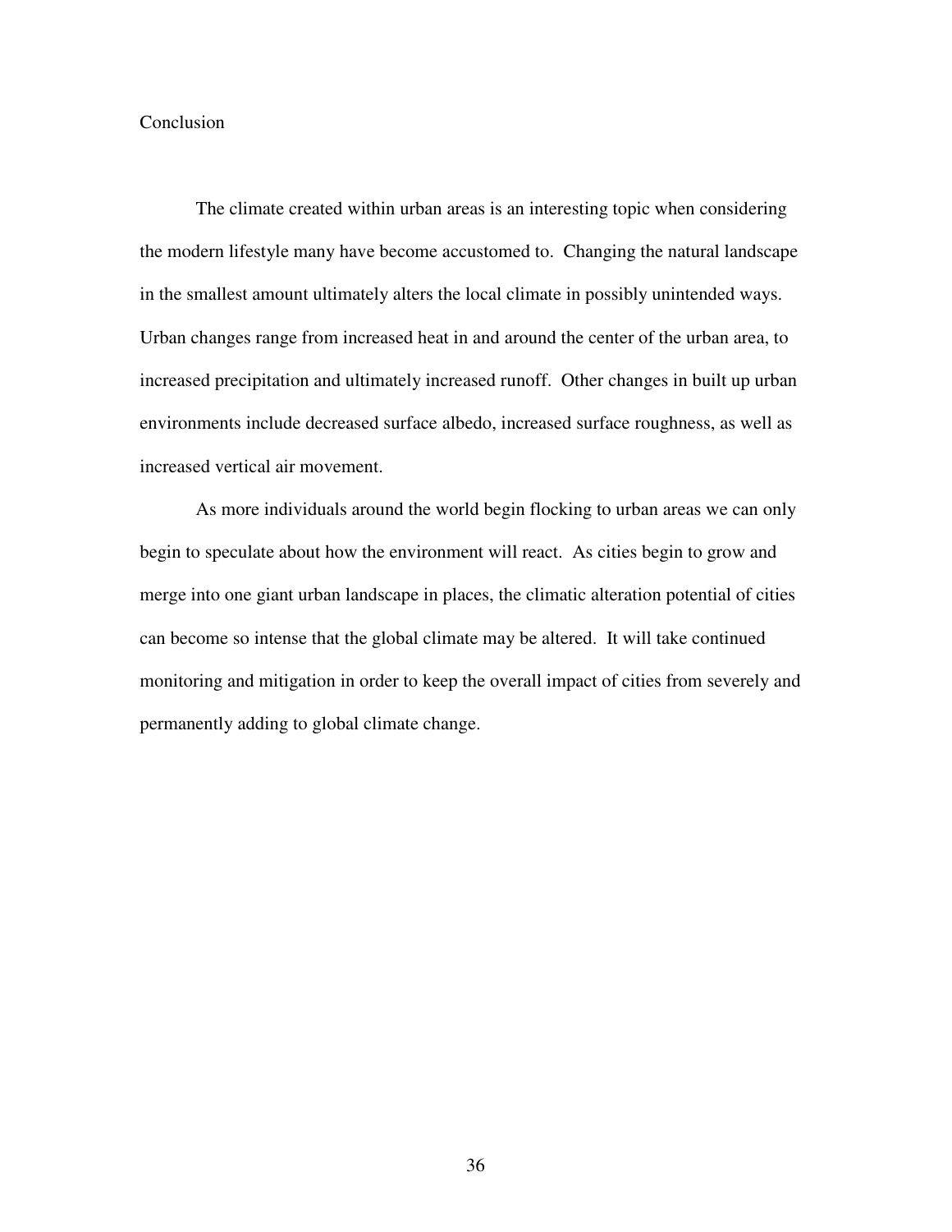# Conclusion

The climate created within urban areas is an interesting topic when considering the modern lifestyle many have become accustomed to. Changing the natural landscape in the smallest amount ultimately alters the local climate in possibly unintended ways. Urban changes range from increased heat in and around the center of the urban area, to increased precipitation and ultimately increased runoff. Other changes in built up urban environments include decreased surface albedo, increased surface roughness, as well as increased vertical air movement.

As more individuals around the world begin flocking to urban areas we can only begin to speculate about how the environment will react. As cities begin to grow and merge into one giant urban landscape in places, the climatic alteration potential of cities can become so intense that the global climate may be altered. It will take continued monitoring and mitigation in order to keep the overall impact of cities from severely and permanently adding to global climate change.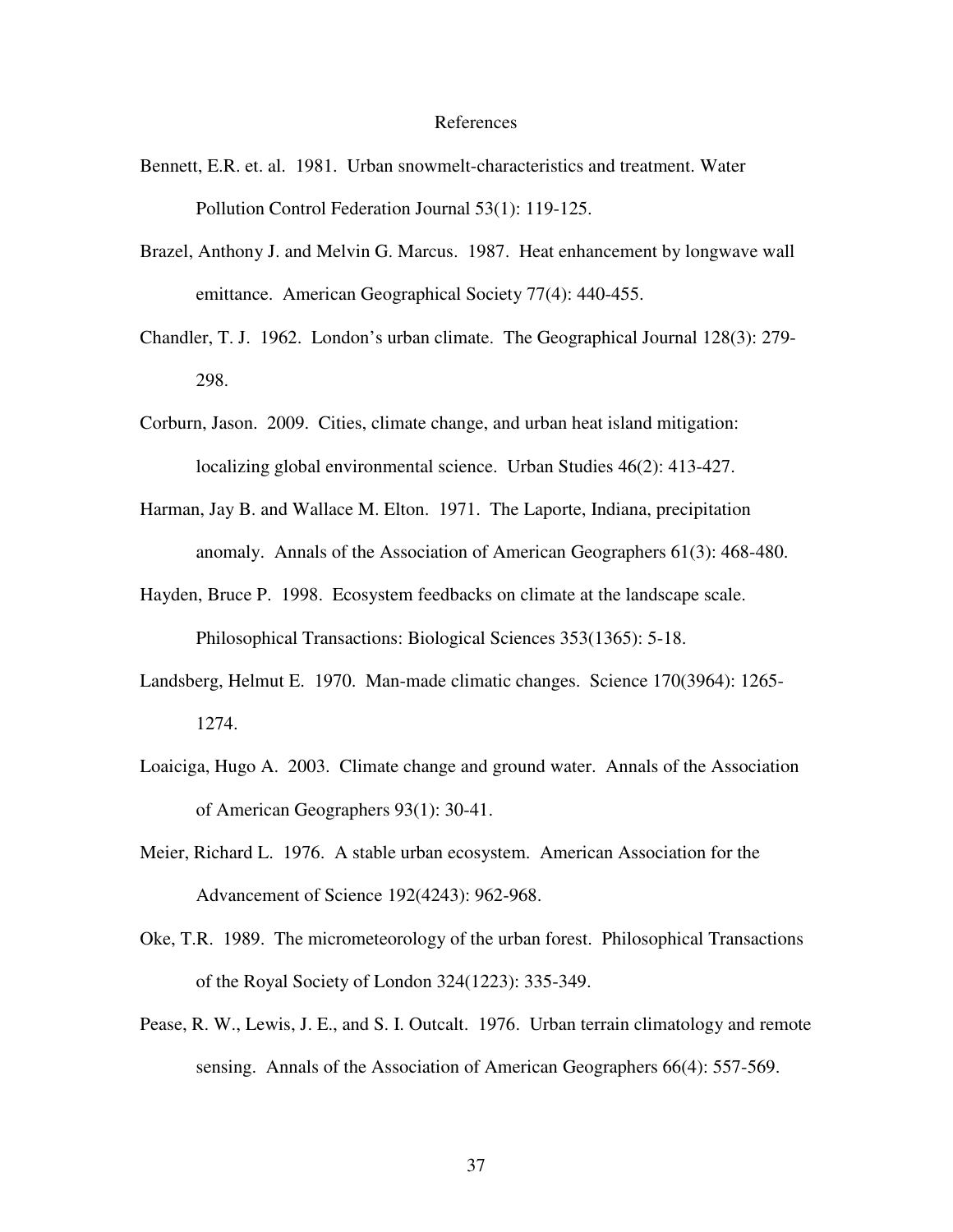# References

Bennett, E.R. et. al. 1981. Urban snowmelt-characteristics and treatment. Water Pollution Control Federation Journal 53(1): 119-125.

Brazel, Anthony J. and Melvin G. Marcus. 1987. Heat enhancement by longwave wall emittance. American Geographical Society 77(4): 440-455.

Chandler, T. J. 1962. London's urban climate. The Geographical Journal 128(3): 279-298.

Corburn, Jason. 2009. Cities, climate change, and urban heat island mitigation: localizing global environmental science. Urban Studies 46(2): 413-427.

Harman, Jay B. and Wallace M. Elton. 1971. The Laporte, Indiana, precipitation anomaly. Annals of the Association of American Geographers 61(3): 468-480.

Hayden, Bruce P. 1998. Ecosystem feedbacks on climate at the landscape scale. Philosophical Transactions: Biological Sciences 353(1365): 5-18.

Landsberg, Helmut E. 1970. Man-made climatic changes. Science 170(3964): 1265-1274.

Loaiciga, Hugo A. 2003. Climate change and ground water. Annals of the Association of American Geographers 93(1): 30-41.

Meier, Richard L. 1976. A stable urban ecosystem. American Association for the Advancement of Science 192(4243): 962-968.

Oke, T.R. 1989. The micrometeorology of the urban forest. Philosophical Transactions of the Royal Society of London 324(1223): 335-349.

Pease, R. W., Lewis, J. E., and S. I. Outcalt. 1976. Urban terrain climatology and remote sensing. Annals of the Association of American Geographers 66(4): 557-569.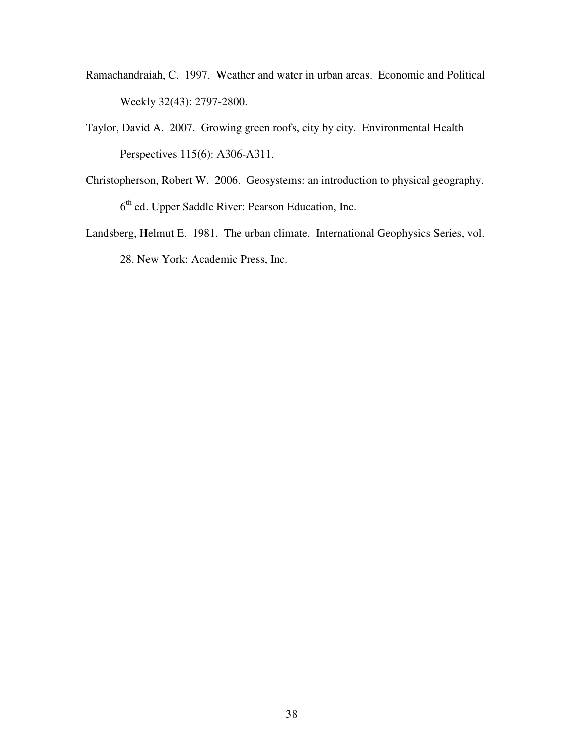Ramachandraiah, C. 1997. Weather and water in urban areas. Economic and Political Weekly 32(43): 2797-2800.

Taylor, David A. 2007. Growing green roofs, city by city. Environmental Health Perspectives 115(6): A306-A311.

Christopherson, Robert W. 2006. Geosystems: an introduction to physical geography. 6th ed. Upper Saddle River: Pearson Education, Inc.

Landsberg, Helmut E. 1981. The urban climate. International Geophysics Series, vol. 28. New York: Academic Press, Inc.